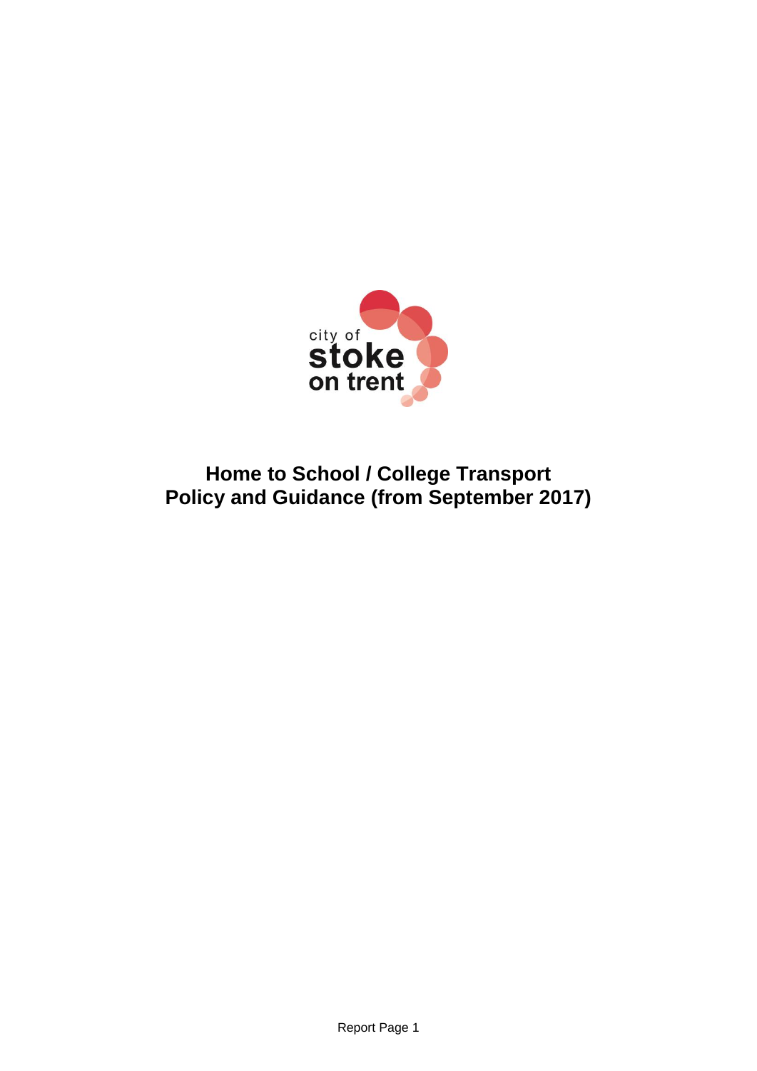city of
stoke
on trent

# Home to School / College Transport Policy and Guidance (from September 2017)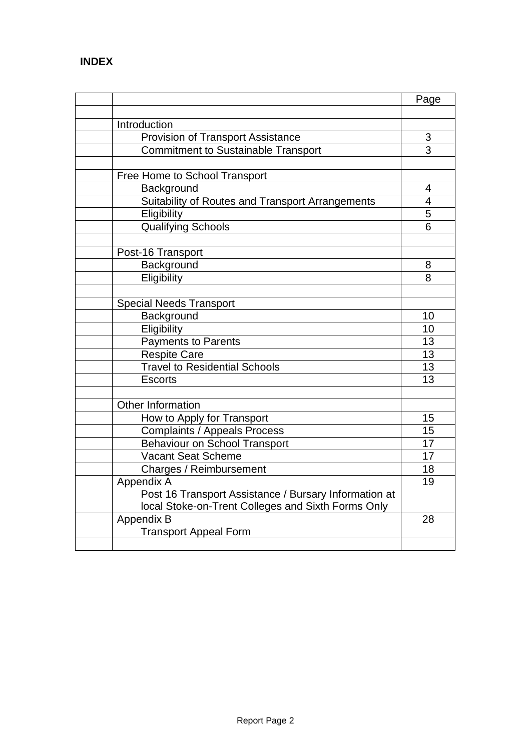**INDEX**

| | | Page |
|---|---|---|
| | | |
| | Introduction | |
| | Provision of Transport Assistance | 3 |
| | Commitment to Sustainable Transport | 3 |
| | | |
| | Free Home to School Transport | |
| | Background | 4 |
| | Suitability of Routes and Transport Arrangements | 4 |
| | Eligibility | 5 |
| | Qualifying Schools | 6 |
| | | |
| | Post-16 Transport | |
| | Background | 8 |
| | Eligibility | 8 |
| | | |
| | Special Needs Transport | |
| | Background | 10 |
| | Eligibility | 10 |
| | Payments to Parents | 13 |
| | Respite Care | 13 |
| | Travel to Residential Schools | 13 |
| | Escorts | 13 |
| | | |
| | Other Information | |
| | How to Apply for Transport | 15 |
| | Complaints / Appeals Process | 15 |
| | Behaviour on School Transport | 17 |
| | Vacant Seat Scheme | 17 |
| | Charges / Reimbursement | 18 |
| | Appendix A<br>Post 16 Transport Assistance / Bursary Information at local Stoke-on-Trent Colleges and Sixth Forms Only | 19 |
| | Appendix B<br>Transport Appeal Form | 28 |
| | | |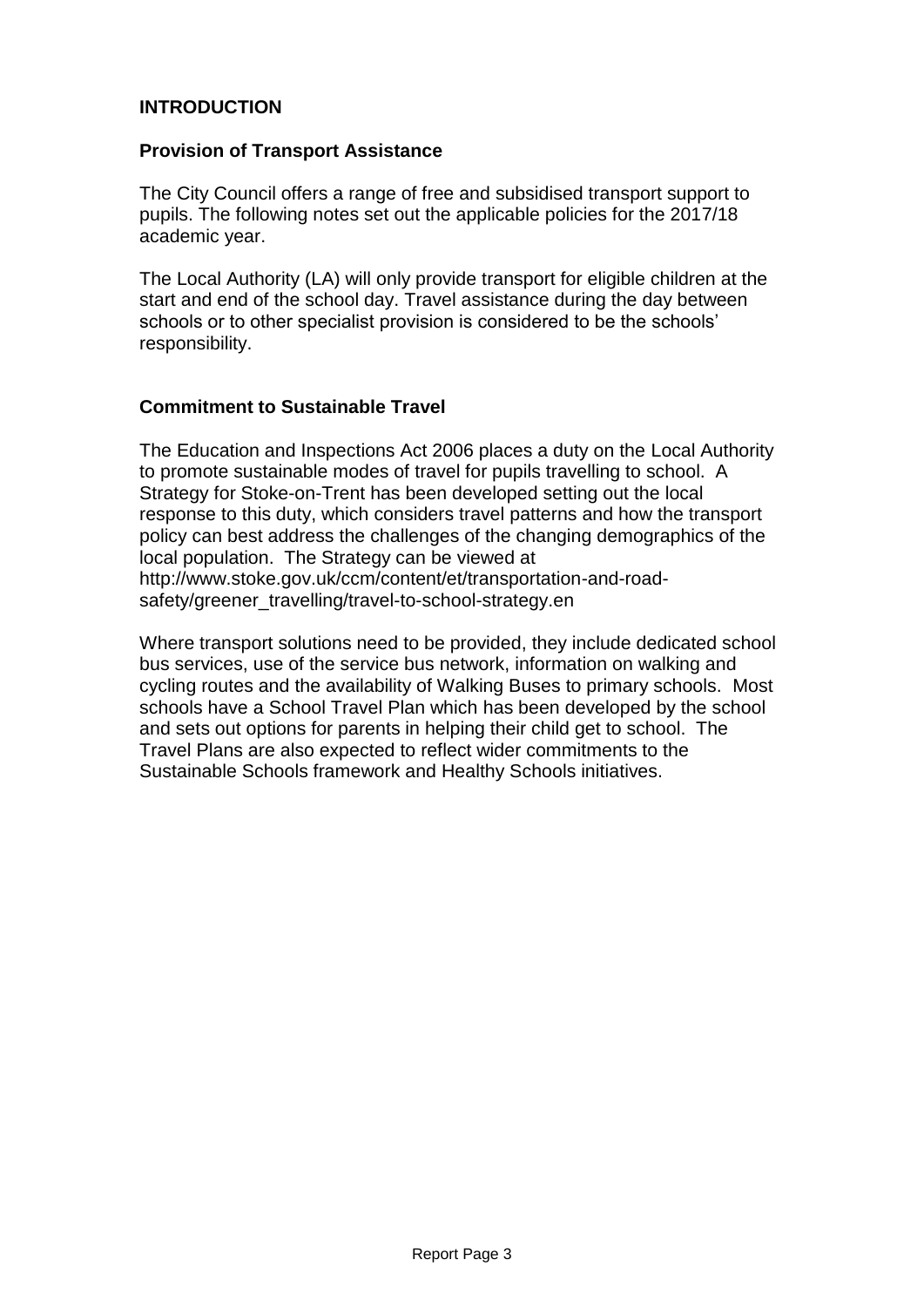# INTRODUCTION

## Provision of Transport Assistance

The City Council offers a range of free and subsidised transport support to pupils. The following notes set out the applicable policies for the 2017/18 academic year.

The Local Authority (LA) will only provide transport for eligible children at the start and end of the school day. Travel assistance during the day between schools or to other specialist provision is considered to be the schools' responsibility.

## Commitment to Sustainable Travel

The Education and Inspections Act 2006 places a duty on the Local Authority to promote sustainable modes of travel for pupils travelling to school. A Strategy for Stoke-on-Trent has been developed setting out the local response to this duty, which considers travel patterns and how the transport policy can best address the challenges of the changing demographics of the local population. The Strategy can be viewed at http://www.stoke.gov.uk/ccm/content/et/transportation-and-road-safety/greener_travelling/travel-to-school-strategy.en

Where transport solutions need to be provided, they include dedicated school bus services, use of the service bus network, information on walking and cycling routes and the availability of Walking Buses to primary schools. Most schools have a School Travel Plan which has been developed by the school and sets out options for parents in helping their child get to school. The Travel Plans are also expected to reflect wider commitments to the Sustainable Schools framework and Healthy Schools initiatives.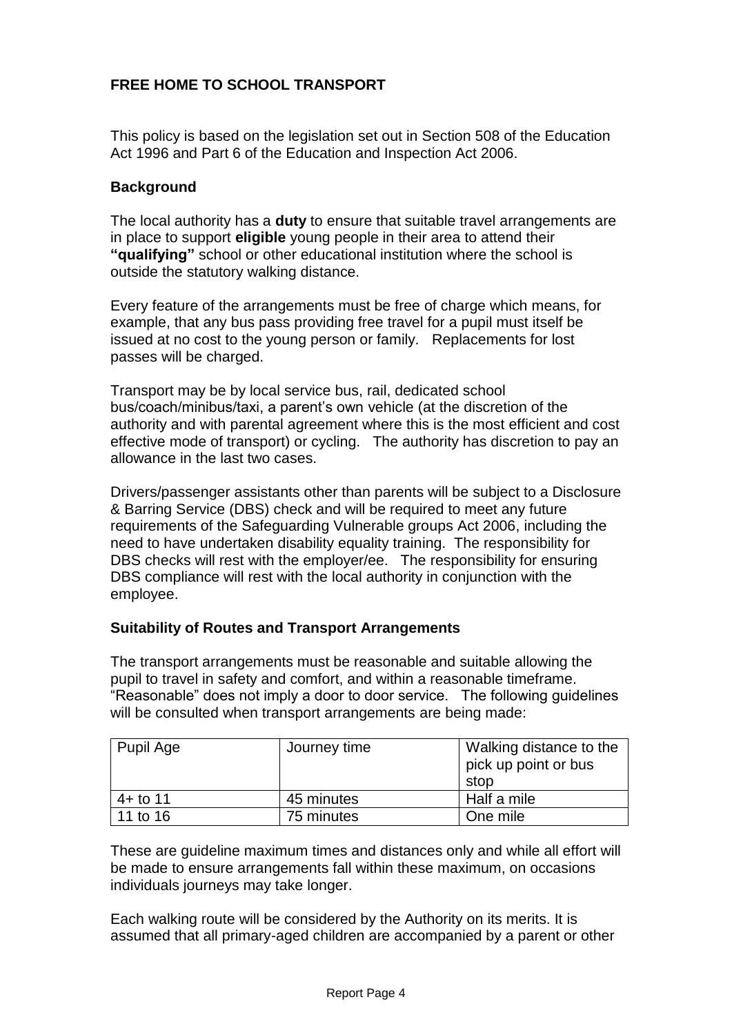## FREE HOME TO SCHOOL TRANSPORT

This policy is based on the legislation set out in Section 508 of the Education Act 1996 and Part 6 of the Education and Inspection Act 2006.

### Background

The local authority has a **duty** to ensure that suitable travel arrangements are in place to support **eligible** young people in their area to attend their **"qualifying"** school or other educational institution where the school is outside the statutory walking distance.

Every feature of the arrangements must be free of charge which means, for example, that any bus pass providing free travel for a pupil must itself be issued at no cost to the young person or family. Replacements for lost passes will be charged.

Transport may be by local service bus, rail, dedicated school bus/coach/minibus/taxi, a parent's own vehicle (at the discretion of the authority and with parental agreement where this is the most efficient and cost effective mode of transport) or cycling. The authority has discretion to pay an allowance in the last two cases.

Drivers/passenger assistants other than parents will be subject to a Disclosure & Barring Service (DBS) check and will be required to meet any future requirements of the Safeguarding Vulnerable groups Act 2006, including the need to have undertaken disability equality training. The responsibility for DBS checks will rest with the employer/ee. The responsibility for ensuring DBS compliance will rest with the local authority in conjunction with the employee.

### Suitability of Routes and Transport Arrangements

The transport arrangements must be reasonable and suitable allowing the pupil to travel in safety and comfort, and within a reasonable timeframe. "Reasonable" does not imply a door to door service. The following guidelines will be consulted when transport arrangements are being made:

| Pupil Age | Journey time | Walking distance to the pick up point or bus stop |
|---|---|---|
| 4+ to 11 | 45 minutes | Half a mile |
| 11 to 16 | 75 minutes | One mile |

These are guideline maximum times and distances only and while all effort will be made to ensure arrangements fall within these maximum, on occasions individuals journeys may take longer.

Each walking route will be considered by the Authority on its merits. It is assumed that all primary-aged children are accompanied by a parent or other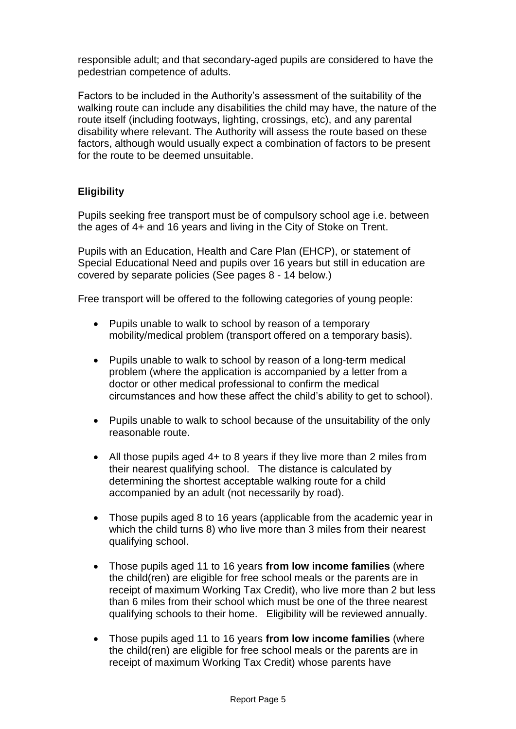responsible adult; and that secondary-aged pupils are considered to have the pedestrian competence of adults.

Factors to be included in the Authority's assessment of the suitability of the walking route can include any disabilities the child may have, the nature of the route itself (including footways, lighting, crossings, etc), and any parental disability where relevant. The Authority will assess the route based on these factors, although would usually expect a combination of factors to be present for the route to be deemed unsuitable.

**Eligibility**

Pupils seeking free transport must be of compulsory school age i.e. between the ages of 4+ and 16 years and living in the City of Stoke on Trent.

Pupils with an Education, Health and Care Plan (EHCP), or statement of Special Educational Need and pupils over 16 years but still in education are covered by separate policies (See pages 8 - 14 below.)

Free transport will be offered to the following categories of young people:

- Pupils unable to walk to school by reason of a temporary mobility/medical problem (transport offered on a temporary basis).
- Pupils unable to walk to school by reason of a long-term medical problem (where the application is accompanied by a letter from a doctor or other medical professional to confirm the medical circumstances and how these affect the child's ability to get to school).
- Pupils unable to walk to school because of the unsuitability of the only reasonable route.
- All those pupils aged 4+ to 8 years if they live more than 2 miles from their nearest qualifying school. The distance is calculated by determining the shortest acceptable walking route for a child accompanied by an adult (not necessarily by road).
- Those pupils aged 8 to 16 years (applicable from the academic year in which the child turns 8) who live more than 3 miles from their nearest qualifying school.
- Those pupils aged 11 to 16 years **from low income families** (where the child(ren) are eligible for free school meals or the parents are in receipt of maximum Working Tax Credit), who live more than 2 but less than 6 miles from their school which must be one of the three nearest qualifying schools to their home. Eligibility will be reviewed annually.
- Those pupils aged 11 to 16 years **from low income families** (where the child(ren) are eligible for free school meals or the parents are in receipt of maximum Working Tax Credit) whose parents have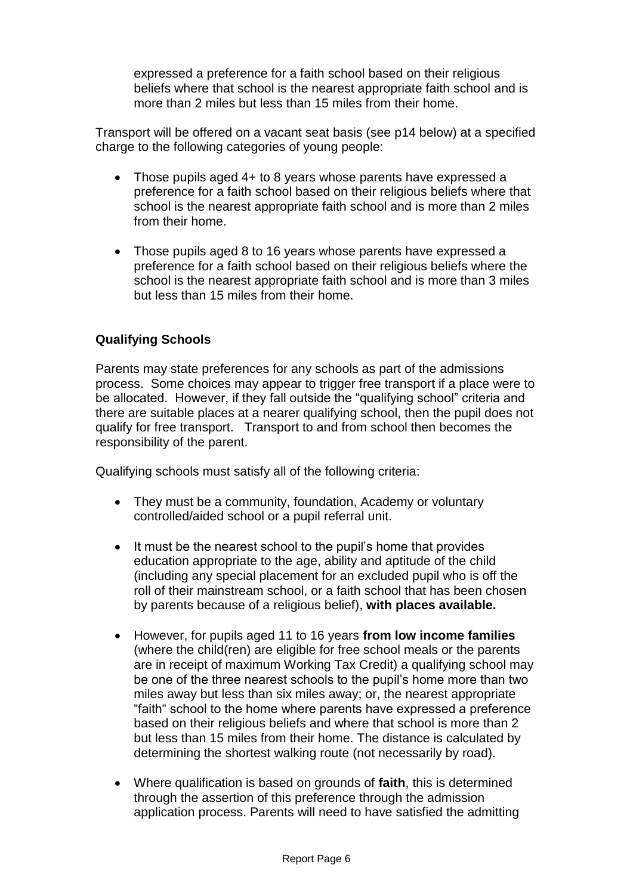expressed a preference for a faith school based on their religious beliefs where that school is the nearest appropriate faith school and is more than 2 miles but less than 15 miles from their home.

Transport will be offered on a vacant seat basis (see p14 below) at a specified charge to the following categories of young people:

- Those pupils aged 4+ to 8 years whose parents have expressed a preference for a faith school based on their religious beliefs where that school is the nearest appropriate faith school and is more than 2 miles from their home.
- Those pupils aged 8 to 16 years whose parents have expressed a preference for a faith school based on their religious beliefs where the school is the nearest appropriate faith school and is more than 3 miles but less than 15 miles from their home.

**Qualifying Schools**

Parents may state preferences for any schools as part of the admissions process. Some choices may appear to trigger free transport if a place were to be allocated. However, if they fall outside the "qualifying school" criteria and there are suitable places at a nearer qualifying school, then the pupil does not qualify for free transport. Transport to and from school then becomes the responsibility of the parent.

Qualifying schools must satisfy all of the following criteria:

- They must be a community, foundation, Academy or voluntary controlled/aided school or a pupil referral unit.
- It must be the nearest school to the pupil's home that provides education appropriate to the age, ability and aptitude of the child (including any special placement for an excluded pupil who is off the roll of their mainstream school, or a faith school that has been chosen by parents because of a religious belief), **with places available.**
- However, for pupils aged 11 to 16 years **from low income families** (where the child(ren) are eligible for free school meals or the parents are in receipt of maximum Working Tax Credit) a qualifying school may be one of the three nearest schools to the pupil's home more than two miles away but less than six miles away; or, the nearest appropriate "faith" school to the home where parents have expressed a preference based on their religious beliefs and where that school is more than 2 but less than 15 miles from their home. The distance is calculated by determining the shortest walking route (not necessarily by road).
- Where qualification is based on grounds of **faith**, this is determined through the assertion of this preference through the admission application process. Parents will need to have satisfied the admitting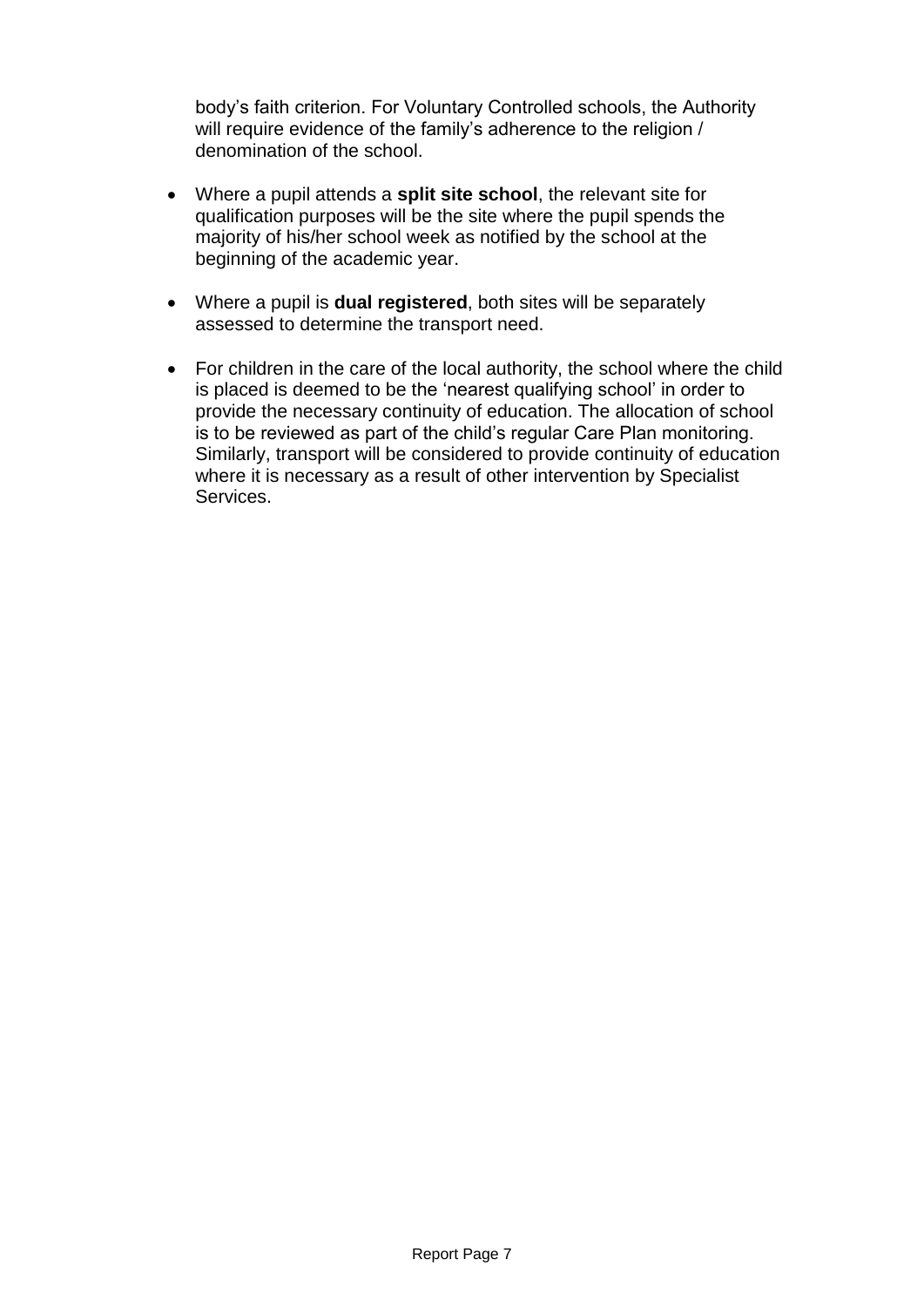body's faith criterion. For Voluntary Controlled schools, the Authority will require evidence of the family's adherence to the religion / denomination of the school.

- Where a pupil attends a **split site school**, the relevant site for qualification purposes will be the site where the pupil spends the majority of his/her school week as notified by the school at the beginning of the academic year.

- Where a pupil is **dual registered**, both sites will be separately assessed to determine the transport need.

- For children in the care of the local authority, the school where the child is placed is deemed to be the 'nearest qualifying school' in order to provide the necessary continuity of education. The allocation of school is to be reviewed as part of the child's regular Care Plan monitoring. Similarly, transport will be considered to provide continuity of education where it is necessary as a result of other intervention by Specialist Services.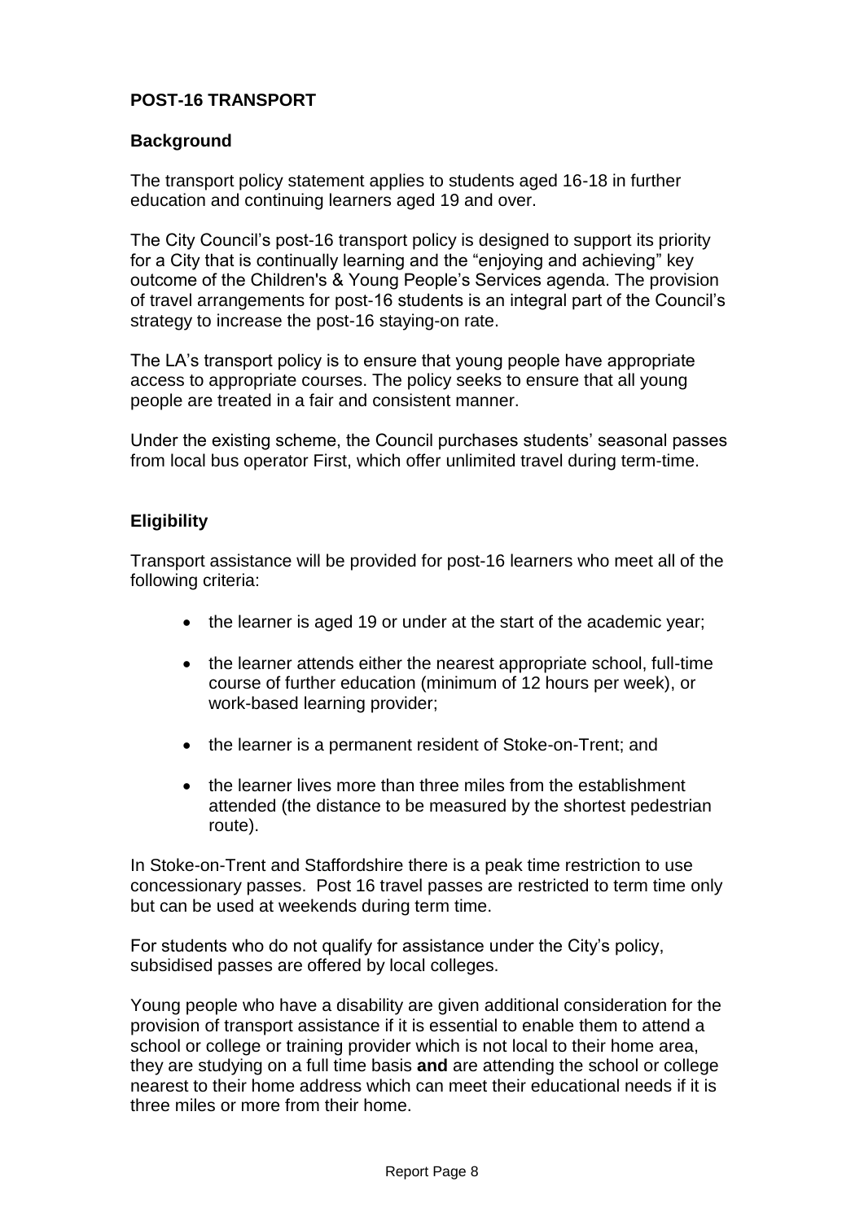## POST-16 TRANSPORT

### Background

The transport policy statement applies to students aged 16-18 in further education and continuing learners aged 19 and over.

The City Council's post-16 transport policy is designed to support its priority for a City that is continually learning and the "enjoying and achieving" key outcome of the Children's & Young People's Services agenda. The provision of travel arrangements for post-16 students is an integral part of the Council's strategy to increase the post-16 staying-on rate.

The LA's transport policy is to ensure that young people have appropriate access to appropriate courses. The policy seeks to ensure that all young people are treated in a fair and consistent manner.

Under the existing scheme, the Council purchases students' seasonal passes from local bus operator First, which offer unlimited travel during term-time.

### Eligibility

Transport assistance will be provided for post-16 learners who meet all of the following criteria:

- the learner is aged 19 or under at the start of the academic year;
- the learner attends either the nearest appropriate school, full-time course of further education (minimum of 12 hours per week), or work-based learning provider;
- the learner is a permanent resident of Stoke-on-Trent; and
- the learner lives more than three miles from the establishment attended (the distance to be measured by the shortest pedestrian route).

In Stoke-on-Trent and Staffordshire there is a peak time restriction to use concessionary passes. Post 16 travel passes are restricted to term time only but can be used at weekends during term time.

For students who do not qualify for assistance under the City's policy, subsidised passes are offered by local colleges.

Young people who have a disability are given additional consideration for the provision of transport assistance if it is essential to enable them to attend a school or college or training provider which is not local to their home area, they are studying on a full time basis **and** are attending the school or college nearest to their home address which can meet their educational needs if it is three miles or more from their home.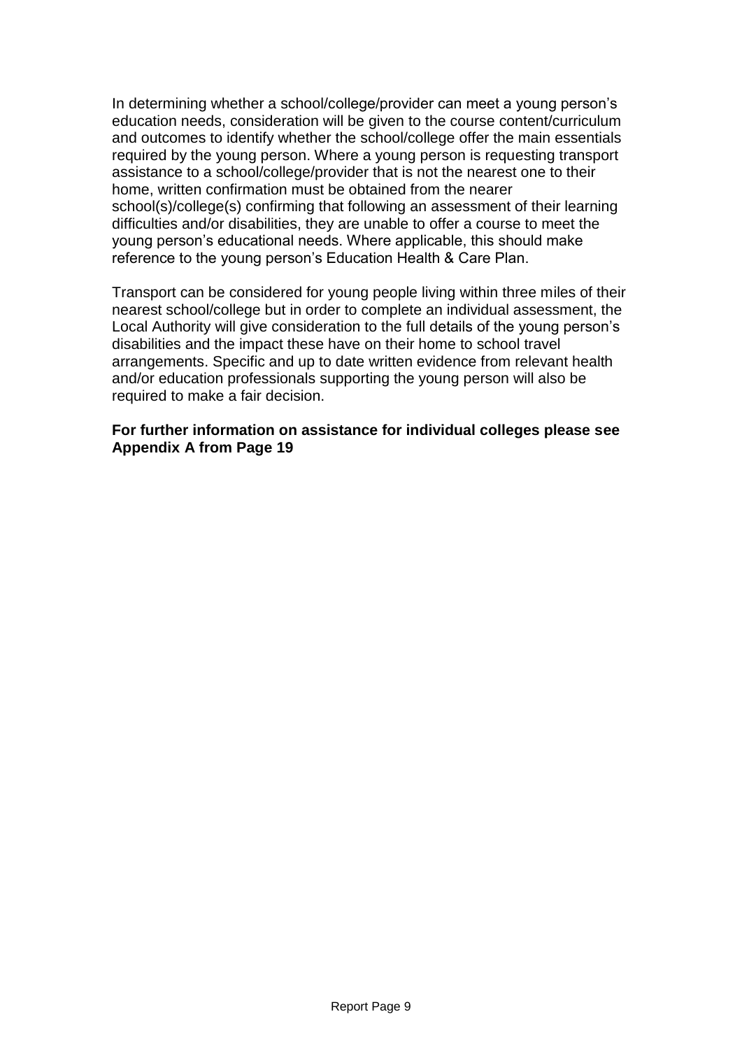In determining whether a school/college/provider can meet a young person's education needs, consideration will be given to the course content/curriculum and outcomes to identify whether the school/college offer the main essentials required by the young person. Where a young person is requesting transport assistance to a school/college/provider that is not the nearest one to their home, written confirmation must be obtained from the nearer school(s)/college(s) confirming that following an assessment of their learning difficulties and/or disabilities, they are unable to offer a course to meet the young person's educational needs. Where applicable, this should make reference to the young person's Education Health & Care Plan.

Transport can be considered for young people living within three miles of their nearest school/college but in order to complete an individual assessment, the Local Authority will give consideration to the full details of the young person's disabilities and the impact these have on their home to school travel arrangements. Specific and up to date written evidence from relevant health and/or education professionals supporting the young person will also be required to make a fair decision.

**For further information on assistance for individual colleges please see Appendix A from Page 19**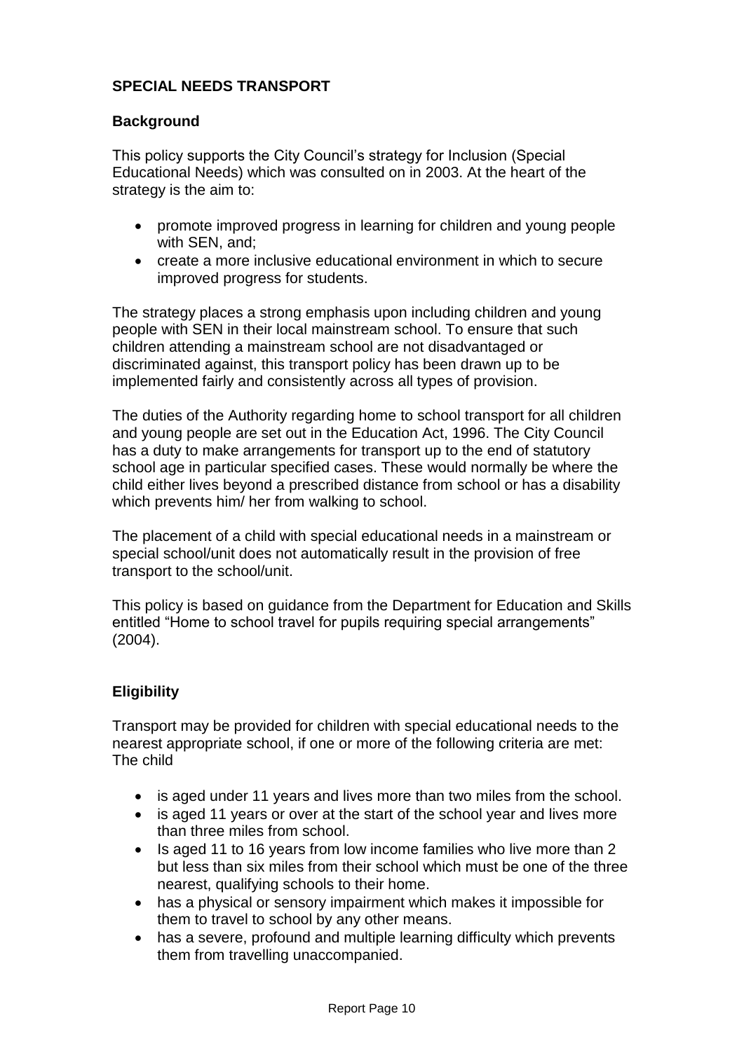## SPECIAL NEEDS TRANSPORT

### Background

This policy supports the City Council's strategy for Inclusion (Special Educational Needs) which was consulted on in 2003. At the heart of the strategy is the aim to:

- promote improved progress in learning for children and young people with SEN, and;
- create a more inclusive educational environment in which to secure improved progress for students.

The strategy places a strong emphasis upon including children and young people with SEN in their local mainstream school. To ensure that such children attending a mainstream school are not disadvantaged or discriminated against, this transport policy has been drawn up to be implemented fairly and consistently across all types of provision.

The duties of the Authority regarding home to school transport for all children and young people are set out in the Education Act, 1996. The City Council has a duty to make arrangements for transport up to the end of statutory school age in particular specified cases. These would normally be where the child either lives beyond a prescribed distance from school or has a disability which prevents him/ her from walking to school.

The placement of a child with special educational needs in a mainstream or special school/unit does not automatically result in the provision of free transport to the school/unit.

This policy is based on guidance from the Department for Education and Skills entitled "Home to school travel for pupils requiring special arrangements" (2004).

### Eligibility

Transport may be provided for children with special educational needs to the nearest appropriate school, if one or more of the following criteria are met:
The child

- is aged under 11 years and lives more than two miles from the school.
- is aged 11 years or over at the start of the school year and lives more than three miles from school.
- Is aged 11 to 16 years from low income families who live more than 2 but less than six miles from their school which must be one of the three nearest, qualifying schools to their home.
- has a physical or sensory impairment which makes it impossible for them to travel to school by any other means.
- has a severe, profound and multiple learning difficulty which prevents them from travelling unaccompanied.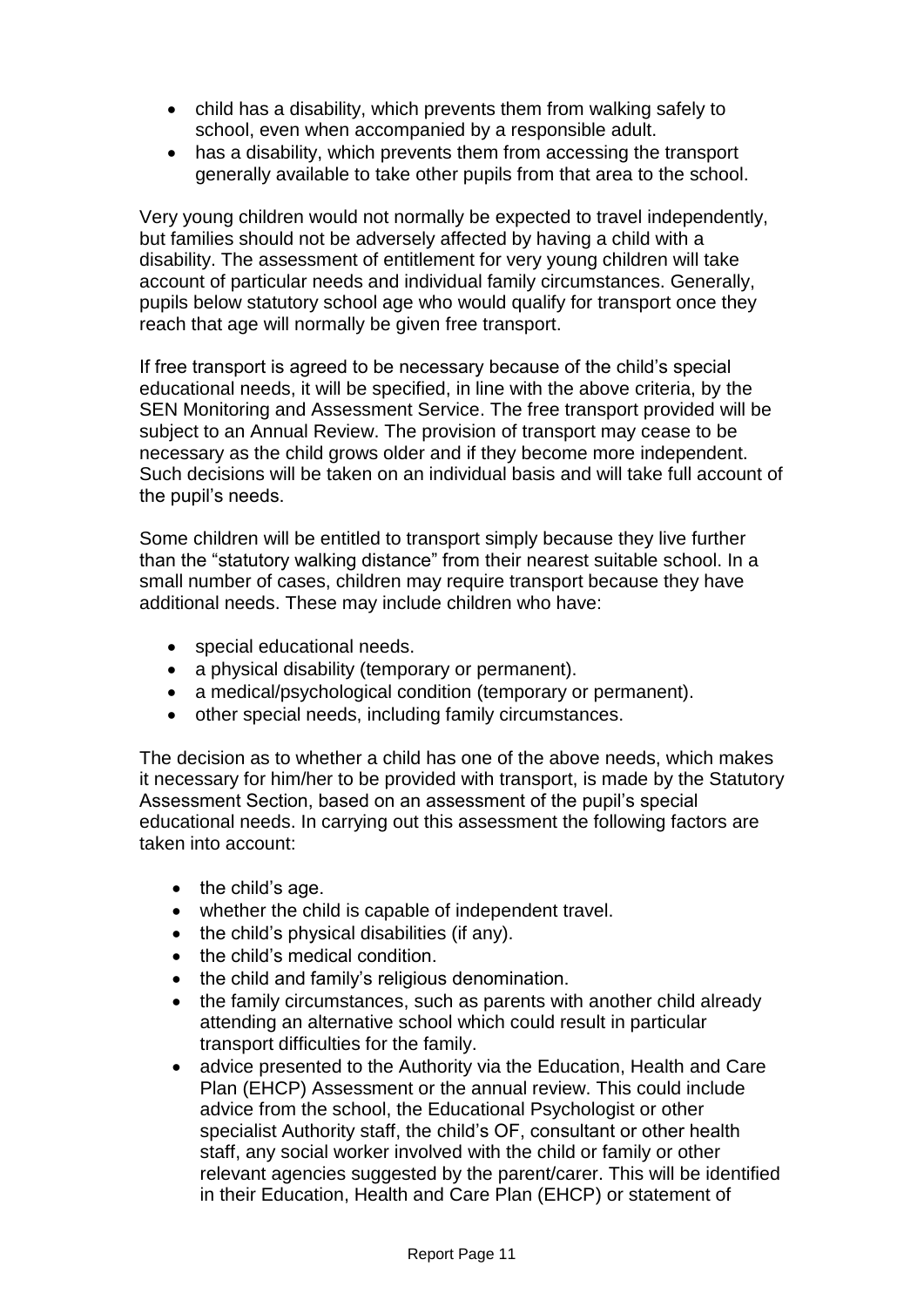- child has a disability, which prevents them from walking safely to school, even when accompanied by a responsible adult.
- has a disability, which prevents them from accessing the transport generally available to take other pupils from that area to the school.

Very young children would not normally be expected to travel independently, but families should not be adversely affected by having a child with a disability. The assessment of entitlement for very young children will take account of particular needs and individual family circumstances. Generally, pupils below statutory school age who would qualify for transport once they reach that age will normally be given free transport.

If free transport is agreed to be necessary because of the child's special educational needs, it will be specified, in line with the above criteria, by the SEN Monitoring and Assessment Service. The free transport provided will be subject to an Annual Review. The provision of transport may cease to be necessary as the child grows older and if they become more independent. Such decisions will be taken on an individual basis and will take full account of the pupil's needs.

Some children will be entitled to transport simply because they live further than the "statutory walking distance" from their nearest suitable school. In a small number of cases, children may require transport because they have additional needs. These may include children who have:

- special educational needs.
- a physical disability (temporary or permanent).
- a medical/psychological condition (temporary or permanent).
- other special needs, including family circumstances.

The decision as to whether a child has one of the above needs, which makes it necessary for him/her to be provided with transport, is made by the Statutory Assessment Section, based on an assessment of the pupil's special educational needs. In carrying out this assessment the following factors are taken into account:

- the child's age.
- whether the child is capable of independent travel.
- the child's physical disabilities (if any).
- the child's medical condition.
- the child and family's religious denomination.
- the family circumstances, such as parents with another child already attending an alternative school which could result in particular transport difficulties for the family.
- advice presented to the Authority via the Education, Health and Care Plan (EHCP) Assessment or the annual review. This could include advice from the school, the Educational Psychologist or other specialist Authority staff, the child's OF, consultant or other health staff, any social worker involved with the child or family or other relevant agencies suggested by the parent/carer. This will be identified in their Education, Health and Care Plan (EHCP) or statement of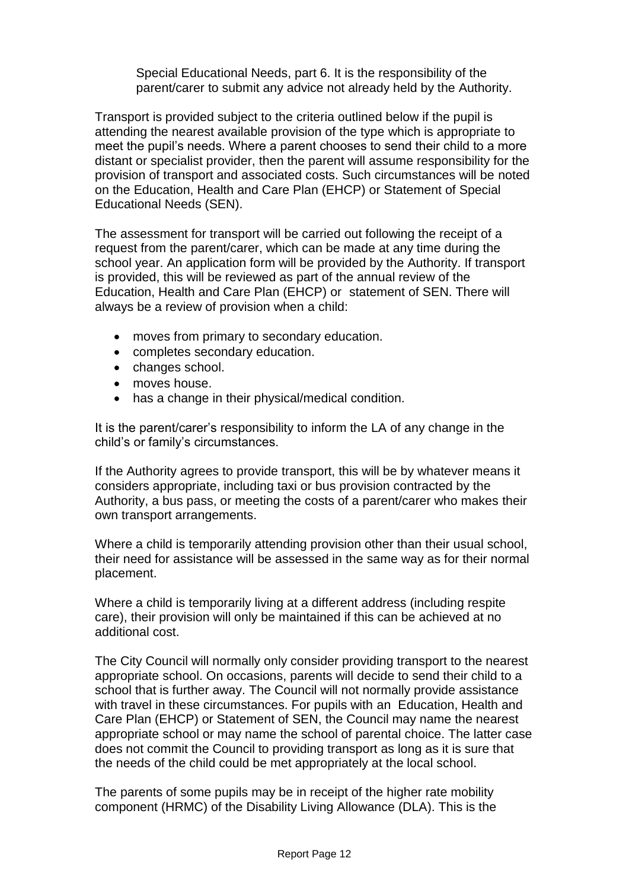Special Educational Needs, part 6. It is the responsibility of the parent/carer to submit any advice not already held by the Authority.

Transport is provided subject to the criteria outlined below if the pupil is attending the nearest available provision of the type which is appropriate to meet the pupil's needs. Where a parent chooses to send their child to a more distant or specialist provider, then the parent will assume responsibility for the provision of transport and associated costs. Such circumstances will be noted on the Education, Health and Care Plan (EHCP) or Statement of Special Educational Needs (SEN).

The assessment for transport will be carried out following the receipt of a request from the parent/carer, which can be made at any time during the school year. An application form will be provided by the Authority. If transport is provided, this will be reviewed as part of the annual review of the Education, Health and Care Plan (EHCP) or statement of SEN. There will always be a review of provision when a child:

- moves from primary to secondary education.
- completes secondary education.
- changes school.
- moves house.
- has a change in their physical/medical condition.

It is the parent/carer's responsibility to inform the LA of any change in the child's or family's circumstances.

If the Authority agrees to provide transport, this will be by whatever means it considers appropriate, including taxi or bus provision contracted by the Authority, a bus pass, or meeting the costs of a parent/carer who makes their own transport arrangements.

Where a child is temporarily attending provision other than their usual school, their need for assistance will be assessed in the same way as for their normal placement.

Where a child is temporarily living at a different address (including respite care), their provision will only be maintained if this can be achieved at no additional cost.

The City Council will normally only consider providing transport to the nearest appropriate school. On occasions, parents will decide to send their child to a school that is further away. The Council will not normally provide assistance with travel in these circumstances. For pupils with an Education, Health and Care Plan (EHCP) or Statement of SEN, the Council may name the nearest appropriate school or may name the school of parental choice. The latter case does not commit the Council to providing transport as long as it is sure that the needs of the child could be met appropriately at the local school.

The parents of some pupils may be in receipt of the higher rate mobility component (HRMC) of the Disability Living Allowance (DLA). This is the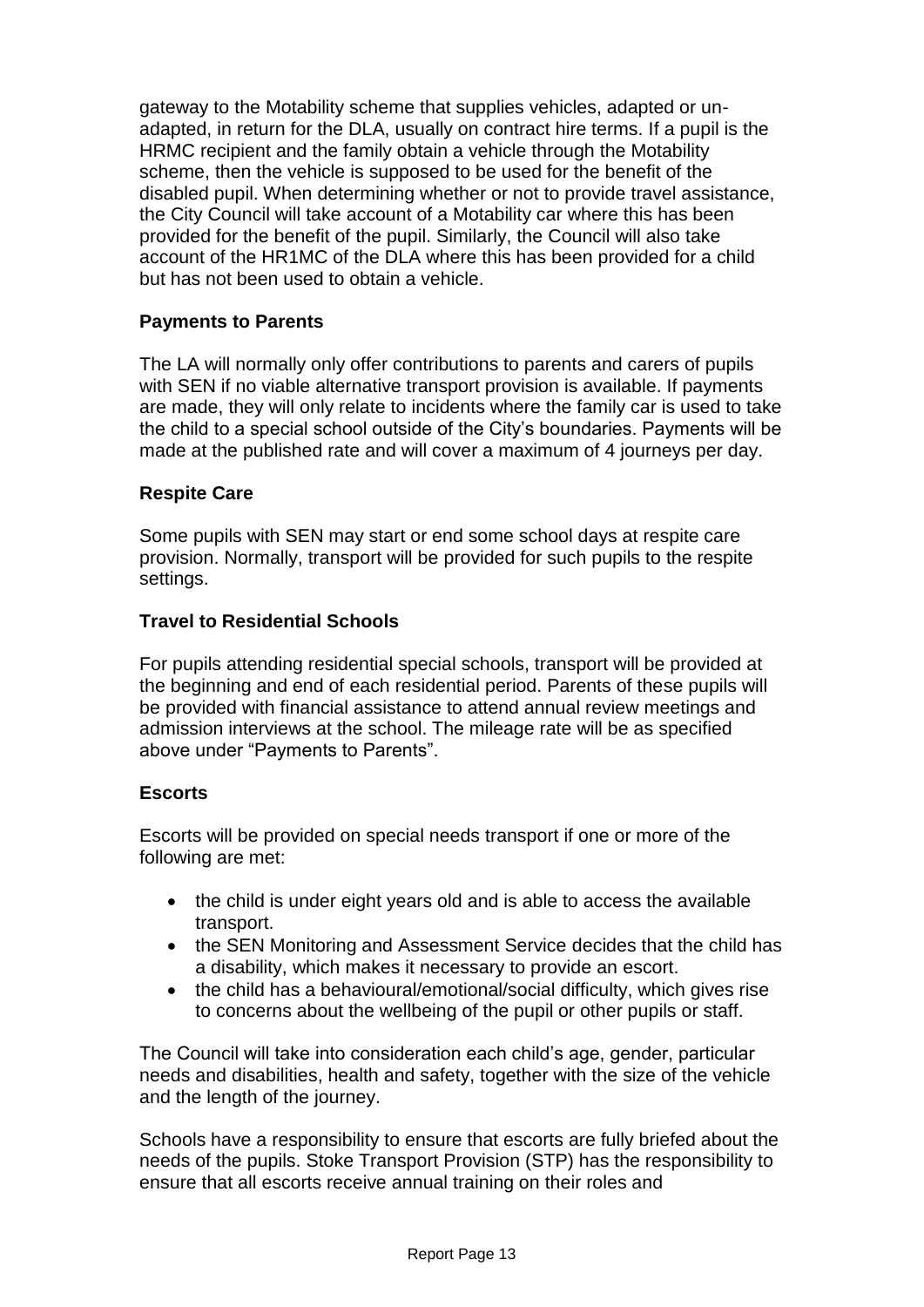gateway to the Motability scheme that supplies vehicles, adapted or un-adapted, in return for the DLA, usually on contract hire terms. If a pupil is the HRMC recipient and the family obtain a vehicle through the Motability scheme, then the vehicle is supposed to be used for the benefit of the disabled pupil. When determining whether or not to provide travel assistance, the City Council will take account of a Motability car where this has been provided for the benefit of the pupil. Similarly, the Council will also take account of the HR1MC of the DLA where this has been provided for a child but has not been used to obtain a vehicle.

### Payments to Parents

The LA will normally only offer contributions to parents and carers of pupils with SEN if no viable alternative transport provision is available. If payments are made, they will only relate to incidents where the family car is used to take the child to a special school outside of the City's boundaries. Payments will be made at the published rate and will cover a maximum of 4 journeys per day.

### Respite Care

Some pupils with SEN may start or end some school days at respite care provision. Normally, transport will be provided for such pupils to the respite settings.

### Travel to Residential Schools

For pupils attending residential special schools, transport will be provided at the beginning and end of each residential period. Parents of these pupils will be provided with financial assistance to attend annual review meetings and admission interviews at the school. The mileage rate will be as specified above under "Payments to Parents".

### Escorts

Escorts will be provided on special needs transport if one or more of the following are met:

- the child is under eight years old and is able to access the available transport.
- the SEN Monitoring and Assessment Service decides that the child has a disability, which makes it necessary to provide an escort.
- the child has a behavioural/emotional/social difficulty, which gives rise to concerns about the wellbeing of the pupil or other pupils or staff.

The Council will take into consideration each child's age, gender, particular needs and disabilities, health and safety, together with the size of the vehicle and the length of the journey.

Schools have a responsibility to ensure that escorts are fully briefed about the needs of the pupils. Stoke Transport Provision (STP) has the responsibility to ensure that all escorts receive annual training on their roles and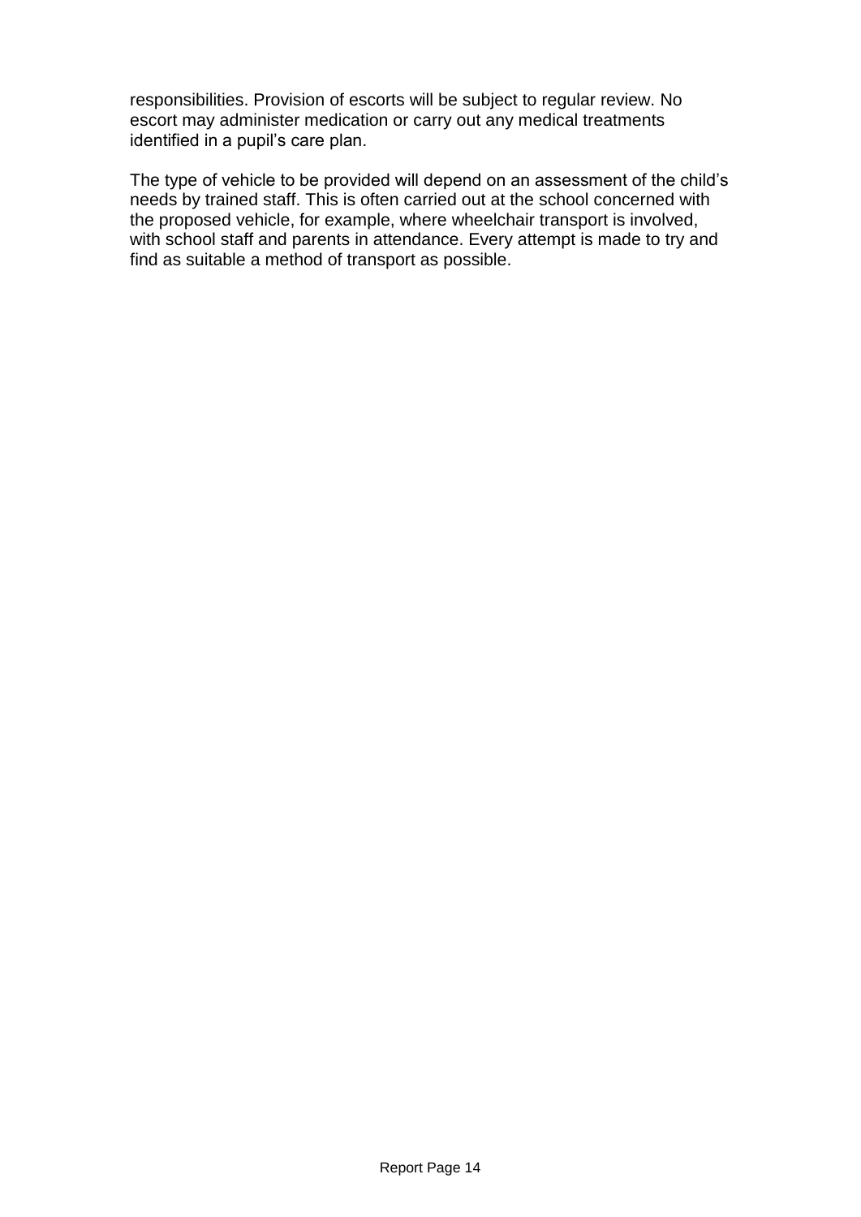responsibilities. Provision of escorts will be subject to regular review. No escort may administer medication or carry out any medical treatments identified in a pupil's care plan.

The type of vehicle to be provided will depend on an assessment of the child's needs by trained staff. This is often carried out at the school concerned with the proposed vehicle, for example, where wheelchair transport is involved, with school staff and parents in attendance. Every attempt is made to try and find as suitable a method of transport as possible.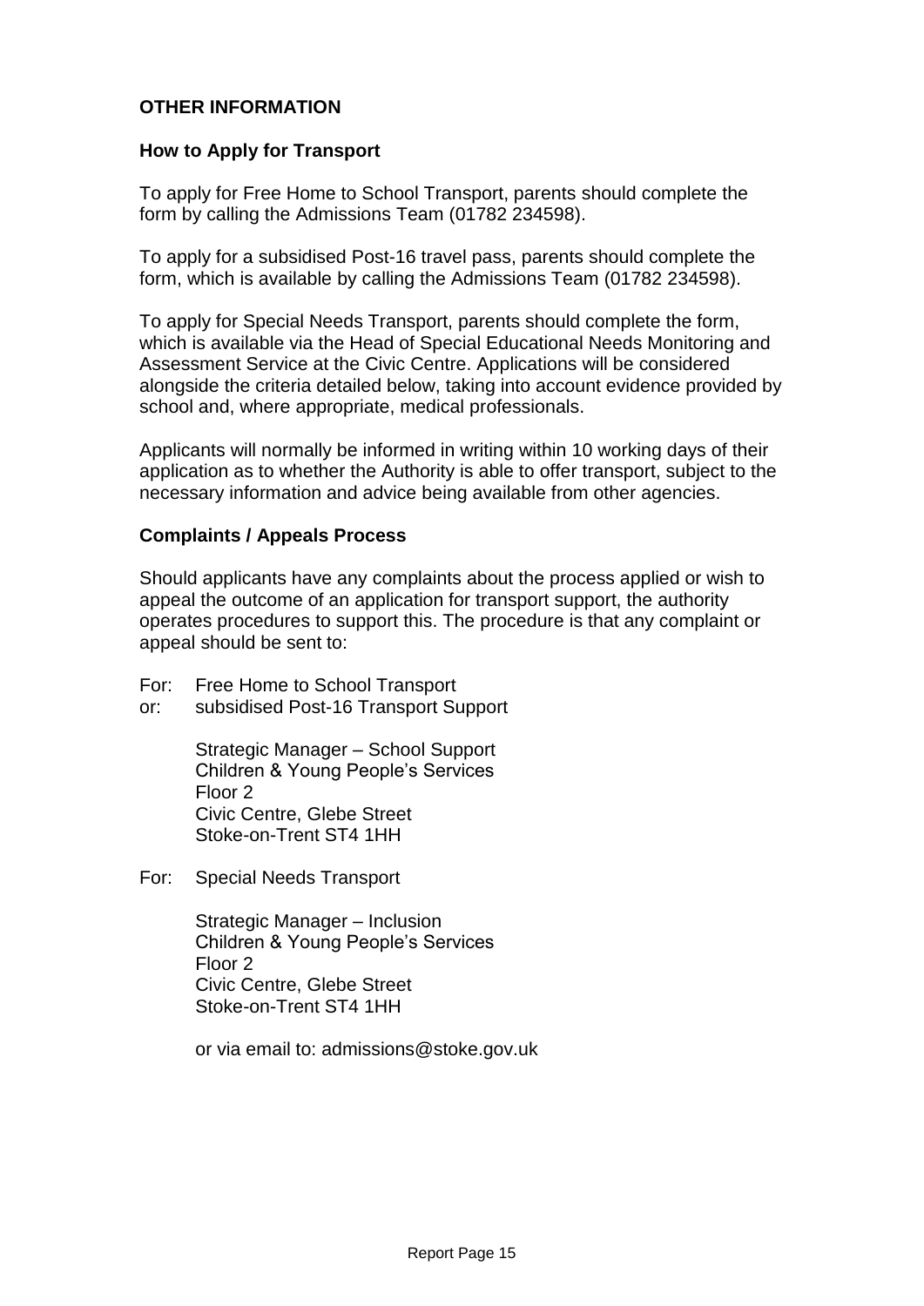## OTHER INFORMATION

### How to Apply for Transport

To apply for Free Home to School Transport, parents should complete the form by calling the Admissions Team (01782 234598).

To apply for a subsidised Post-16 travel pass, parents should complete the form, which is available by calling the Admissions Team (01782 234598).

To apply for Special Needs Transport, parents should complete the form, which is available via the Head of Special Educational Needs Monitoring and Assessment Service at the Civic Centre. Applications will be considered alongside the criteria detailed below, taking into account evidence provided by school and, where appropriate, medical professionals.

Applicants will normally be informed in writing within 10 working days of their application as to whether the Authority is able to offer transport, subject to the necessary information and advice being available from other agencies.

### Complaints / Appeals Process

Should applicants have any complaints about the process applied or wish to appeal the outcome of an application for transport support, the authority operates procedures to support this. The procedure is that any complaint or appeal should be sent to:

For: Free Home to School Transport
or: subsidised Post-16 Transport Support

> Strategic Manager – School Support
> Children & Young People's Services
> Floor 2
> Civic Centre, Glebe Street
> Stoke-on-Trent ST4 1HH

For: Special Needs Transport

> Strategic Manager – Inclusion
> Children & Young People's Services
> Floor 2
> Civic Centre, Glebe Street
> Stoke-on-Trent ST4 1HH

or via email to: admissions@stoke.gov.uk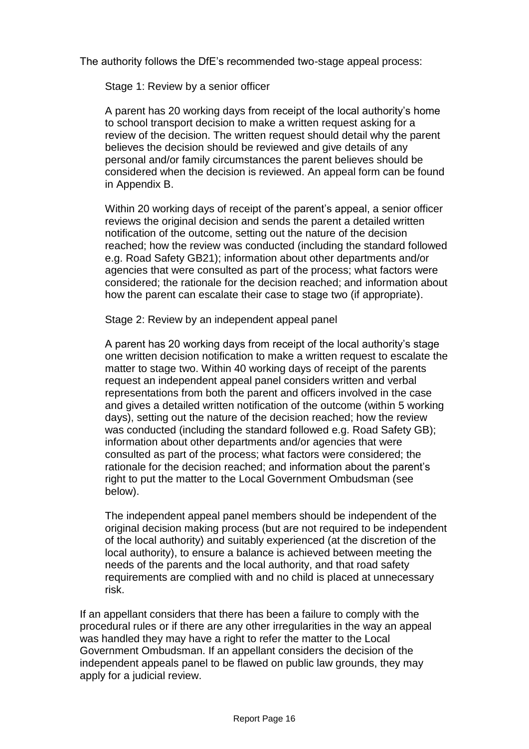The authority follows the DfE's recommended two-stage appeal process:

Stage 1: Review by a senior officer

A parent has 20 working days from receipt of the local authority's home to school transport decision to make a written request asking for a review of the decision. The written request should detail why the parent believes the decision should be reviewed and give details of any personal and/or family circumstances the parent believes should be considered when the decision is reviewed. An appeal form can be found in Appendix B.

Within 20 working days of receipt of the parent's appeal, a senior officer reviews the original decision and sends the parent a detailed written notification of the outcome, setting out the nature of the decision reached; how the review was conducted (including the standard followed e.g. Road Safety GB21); information about other departments and/or agencies that were consulted as part of the process; what factors were considered; the rationale for the decision reached; and information about how the parent can escalate their case to stage two (if appropriate).

Stage 2: Review by an independent appeal panel

A parent has 20 working days from receipt of the local authority's stage one written decision notification to make a written request to escalate the matter to stage two. Within 40 working days of receipt of the parents request an independent appeal panel considers written and verbal representations from both the parent and officers involved in the case and gives a detailed written notification of the outcome (within 5 working days), setting out the nature of the decision reached; how the review was conducted (including the standard followed e.g. Road Safety GB); information about other departments and/or agencies that were consulted as part of the process; what factors were considered; the rationale for the decision reached; and information about the parent's right to put the matter to the Local Government Ombudsman (see below).

The independent appeal panel members should be independent of the original decision making process (but are not required to be independent of the local authority) and suitably experienced (at the discretion of the local authority), to ensure a balance is achieved between meeting the needs of the parents and the local authority, and that road safety requirements are complied with and no child is placed at unnecessary risk.

If an appellant considers that there has been a failure to comply with the procedural rules or if there are any other irregularities in the way an appeal was handled they may have a right to refer the matter to the Local Government Ombudsman. If an appellant considers the decision of the independent appeals panel to be flawed on public law grounds, they may apply for a judicial review.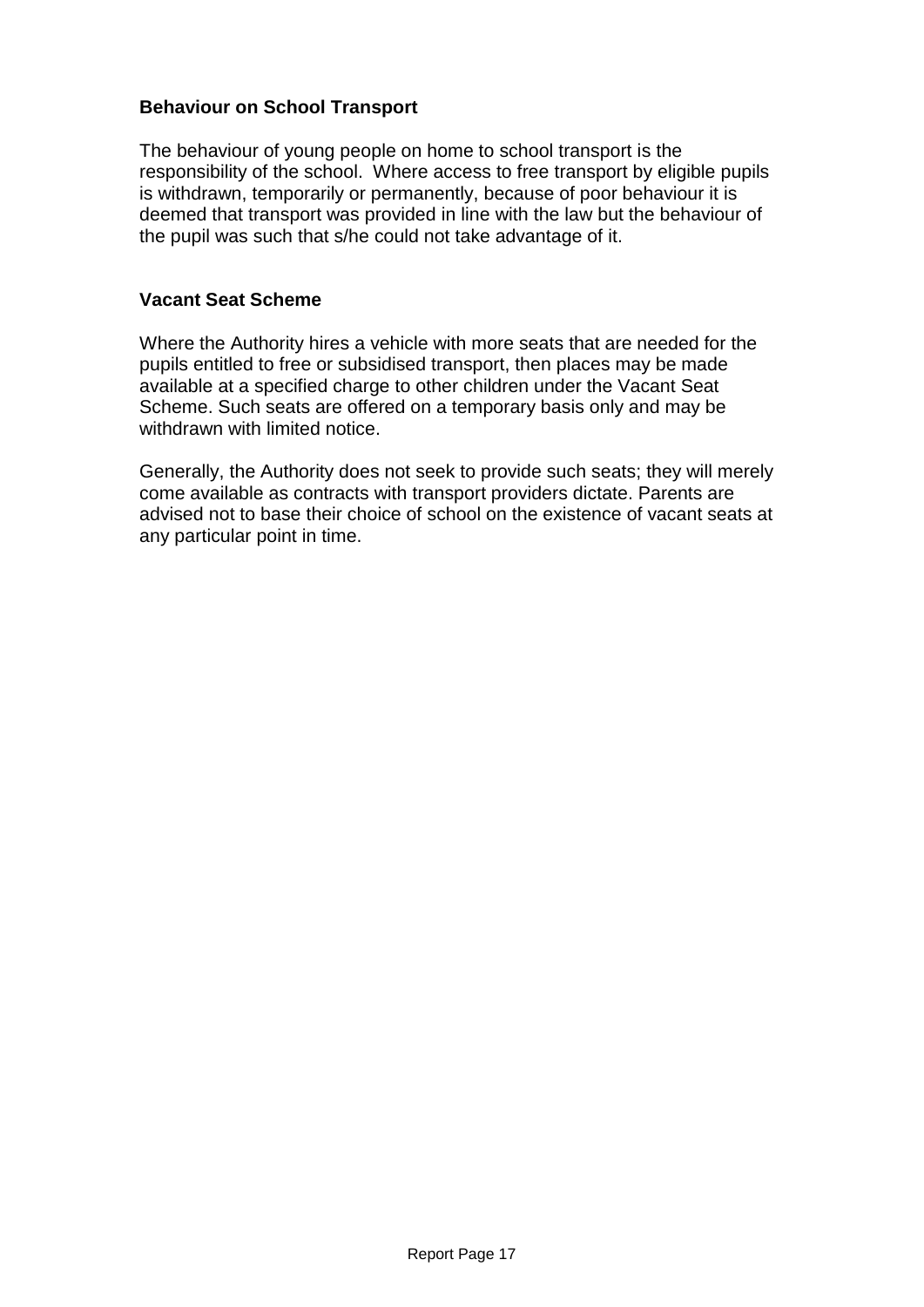**Behaviour on School Transport**

The behaviour of young people on home to school transport is the responsibility of the school. Where access to free transport by eligible pupils is withdrawn, temporarily or permanently, because of poor behaviour it is deemed that transport was provided in line with the law but the behaviour of the pupil was such that s/he could not take advantage of it.

**Vacant Seat Scheme**

Where the Authority hires a vehicle with more seats that are needed for the pupils entitled to free or subsidised transport, then places may be made available at a specified charge to other children under the Vacant Seat Scheme. Such seats are offered on a temporary basis only and may be withdrawn with limited notice.

Generally, the Authority does not seek to provide such seats; they will merely come available as contracts with transport providers dictate. Parents are advised not to base their choice of school on the existence of vacant seats at any particular point in time.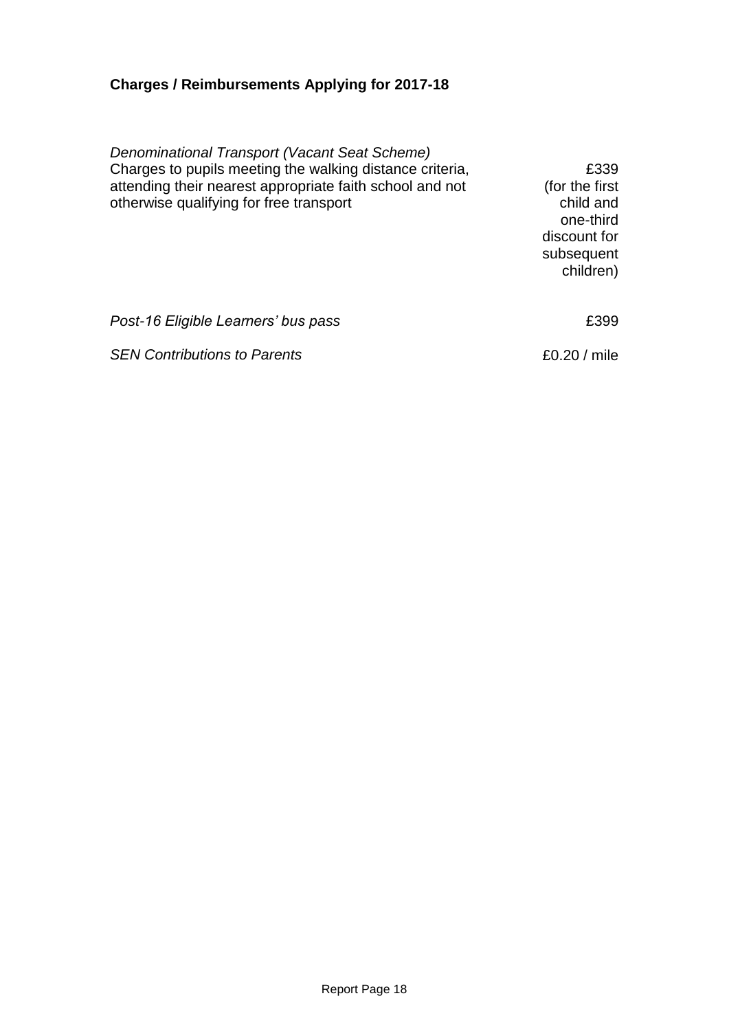**Charges / Reimbursements Applying for 2017-18**

| | |
|---|---|
| *Denominational Transport (Vacant Seat Scheme)*<br>Charges to pupils meeting the walking distance criteria, attending their nearest appropriate faith school and not otherwise qualifying for free transport | £339 (for the first child and one-third discount for subsequent children) |
| *Post-16 Eligible Learners' bus pass* | £399 |
| *SEN Contributions to Parents* | £0.20 / mile |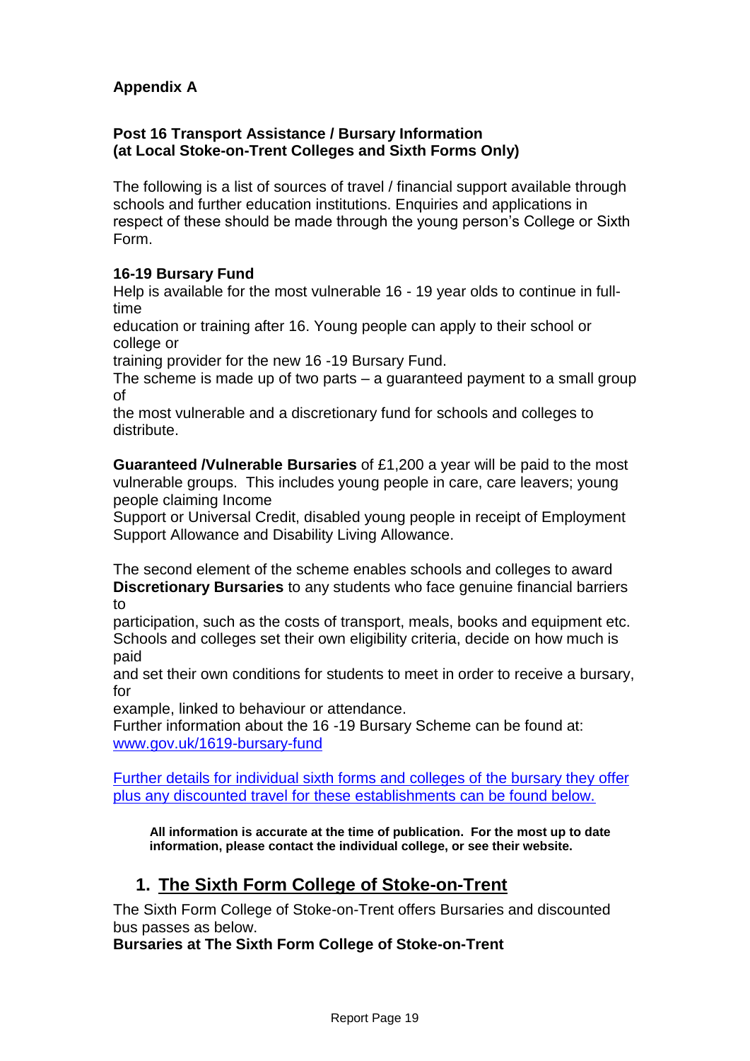**Appendix A**

**Post 16 Transport Assistance / Bursary Information (at Local Stoke-on-Trent Colleges and Sixth Forms Only)**

The following is a list of sources of travel / financial support available through schools and further education institutions. Enquiries and applications in respect of these should be made through the young person's College or Sixth Form.

**16-19 Bursary Fund**

Help is available for the most vulnerable 16 - 19 year olds to continue in full-time education or training after 16. Young people can apply to their school or college or training provider for the new 16 -19 Bursary Fund.

The scheme is made up of two parts – a guaranteed payment to a small group of the most vulnerable and a discretionary fund for schools and colleges to distribute.

**Guaranteed /Vulnerable Bursaries** of £1,200 a year will be paid to the most vulnerable groups. This includes young people in care, care leavers; young people claiming Income Support or Universal Credit, disabled young people in receipt of Employment Support Allowance and Disability Living Allowance.

The second element of the scheme enables schools and colleges to award **Discretionary Bursaries** to any students who face genuine financial barriers to participation, such as the costs of transport, meals, books and equipment etc. Schools and colleges set their own eligibility criteria, decide on how much is paid and set their own conditions for students to meet in order to receive a bursary, for example, linked to behaviour or attendance.

Further information about the 16 -19 Bursary Scheme can be found at: www.gov.uk/1619-bursary-fund

Further details for individual sixth forms and colleges of the bursary they offer plus any discounted travel for these establishments can be found below.

**All information is accurate at the time of publication. For the most up to date information, please contact the individual college, or see their website.**

## 1. The Sixth Form College of Stoke-on-Trent

The Sixth Form College of Stoke-on-Trent offers Bursaries and discounted bus passes as below.

**Bursaries at The Sixth Form College of Stoke-on-Trent**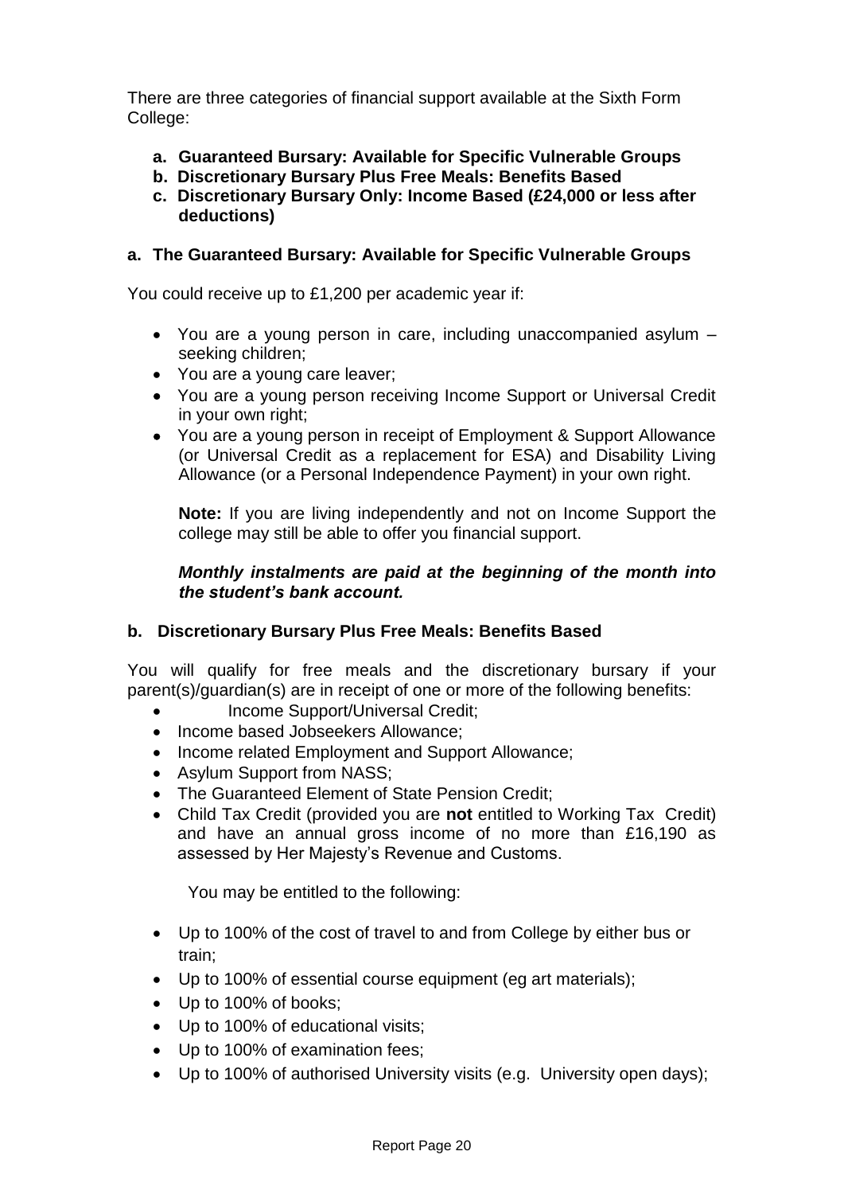There are three categories of financial support available at the Sixth Form College:

- **a. Guaranteed Bursary: Available for Specific Vulnerable Groups**
- **b. Discretionary Bursary Plus Free Meals: Benefits Based**
- **c. Discretionary Bursary Only: Income Based (£24,000 or less after deductions)**

### a. The Guaranteed Bursary: Available for Specific Vulnerable Groups

You could receive up to £1,200 per academic year if:

- You are a young person in care, including unaccompanied asylum – seeking children;
- You are a young care leaver;
- You are a young person receiving Income Support or Universal Credit in your own right;
- You are a young person in receipt of Employment & Support Allowance (or Universal Credit as a replacement for ESA) and Disability Living Allowance (or a Personal Independence Payment) in your own right.

  **Note:** If you are living independently and not on Income Support the college may still be able to offer you financial support.

  ***Monthly instalments are paid at the beginning of the month into the student's bank account.***

### b. Discretionary Bursary Plus Free Meals: Benefits Based

You will qualify for free meals and the discretionary bursary if your parent(s)/guardian(s) are in receipt of one or more of the following benefits:

- Income Support/Universal Credit;
- Income based Jobseekers Allowance;
- Income related Employment and Support Allowance;
- Asylum Support from NASS;
- The Guaranteed Element of State Pension Credit;
- Child Tax Credit (provided you are **not** entitled to Working Tax Credit) and have an annual gross income of no more than £16,190 as assessed by Her Majesty's Revenue and Customs.

You may be entitled to the following:

- Up to 100% of the cost of travel to and from College by either bus or train;
- Up to 100% of essential course equipment (eg art materials);
- Up to 100% of books;
- Up to 100% of educational visits;
- Up to 100% of examination fees;
- Up to 100% of authorised University visits (e.g. University open days);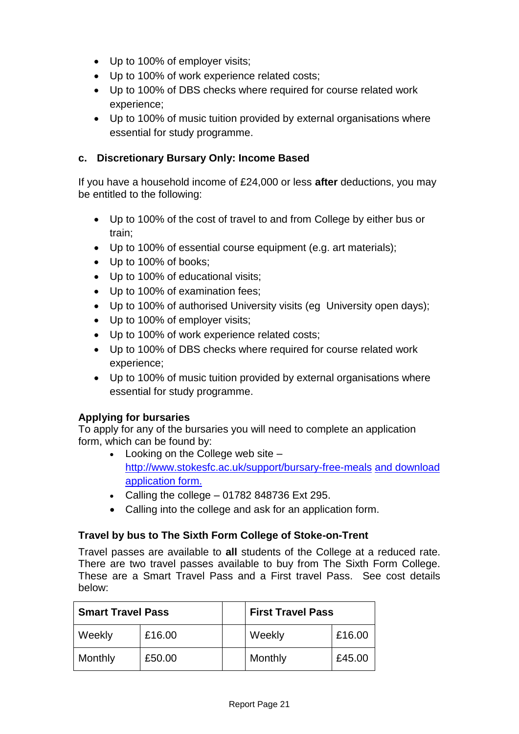- Up to 100% of employer visits;
- Up to 100% of work experience related costs;
- Up to 100% of DBS checks where required for course related work experience;
- Up to 100% of music tuition provided by external organisations where essential for study programme.

### c. Discretionary Bursary Only: Income Based

If you have a household income of £24,000 or less **after** deductions, you may be entitled to the following:

- Up to 100% of the cost of travel to and from College by either bus or train;
- Up to 100% of essential course equipment (e.g. art materials);
- Up to 100% of books;
- Up to 100% of educational visits;
- Up to 100% of examination fees;
- Up to 100% of authorised University visits (eg University open days);
- Up to 100% of employer visits;
- Up to 100% of work experience related costs;
- Up to 100% of DBS checks where required for course related work experience;
- Up to 100% of music tuition provided by external organisations where essential for study programme.

**Applying for bursaries**

To apply for any of the bursaries you will need to complete an application form, which can be found by:

- Looking on the College web site – http://www.stokesfc.ac.uk/support/bursary-free-meals and download application form.
- Calling the college – 01782 848736 Ext 295.
- Calling into the college and ask for an application form.

**Travel by bus to The Sixth Form College of Stoke-on-Trent**

Travel passes are available to **all** students of the College at a reduced rate. There are two travel passes available to buy from The Sixth Form College. These are a Smart Travel Pass and a First travel Pass. See cost details below:

| **Smart Travel Pass** | | | **First Travel Pass** | |
|---|---|---|---|---|
| Weekly | £16.00 | | Weekly | £16.00 |
| Monthly | £50.00 | | Monthly | £45.00 |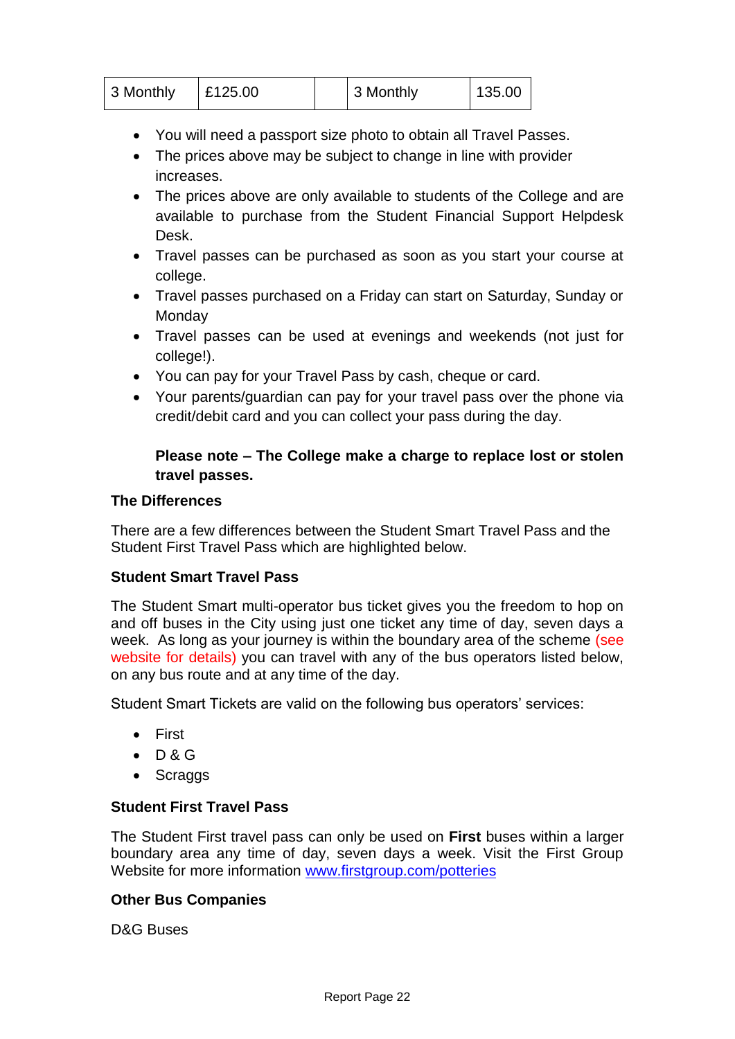| 3 Monthly | £125.00 | | 3 Monthly | 135.00 |
|---|---|---|---|---|

- You will need a passport size photo to obtain all Travel Passes.
- The prices above may be subject to change in line with provider increases.
- The prices above are only available to students of the College and are available to purchase from the Student Financial Support Helpdesk Desk.
- Travel passes can be purchased as soon as you start your course at college.
- Travel passes purchased on a Friday can start on Saturday, Sunday or Monday
- Travel passes can be used at evenings and weekends (not just for college!).
- You can pay for your Travel Pass by cash, cheque or card.
- Your parents/guardian can pay for your travel pass over the phone via credit/debit card and you can collect your pass during the day.

**Please note – The College make a charge to replace lost or stolen travel passes.**

**The Differences**

There are a few differences between the Student Smart Travel Pass and the Student First Travel Pass which are highlighted below.

**Student Smart Travel Pass**

The Student Smart multi-operator bus ticket gives you the freedom to hop on and off buses in the City using just one ticket any time of day, seven days a week. As long as your journey is within the boundary area of the scheme (see website for details) you can travel with any of the bus operators listed below, on any bus route and at any time of the day.

Student Smart Tickets are valid on the following bus operators' services:

- First
- D & G
- Scraggs

**Student First Travel Pass**

The Student First travel pass can only be used on **First** buses within a larger boundary area any time of day, seven days a week. Visit the First Group Website for more information www.firstgroup.com/potteries

**Other Bus Companies**

D&G Buses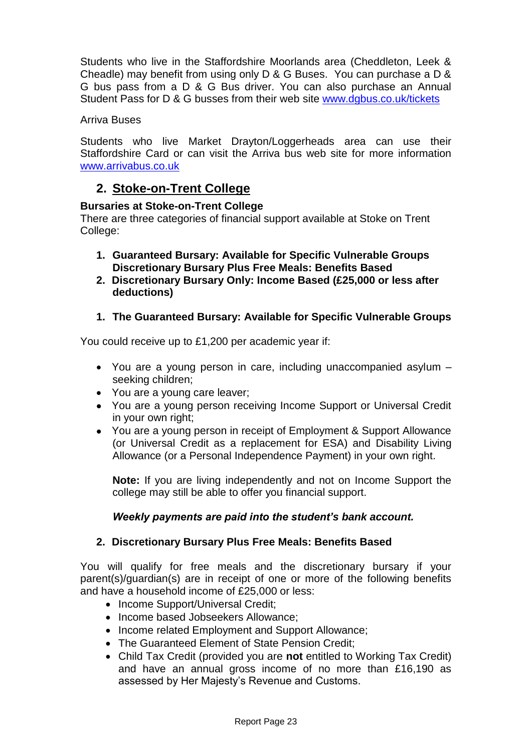Students who live in the Staffordshire Moorlands area (Cheddleton, Leek & Cheadle) may benefit from using only D & G Buses. You can purchase a D & G bus pass from a D & G Bus driver. You can also purchase an Annual Student Pass for D & G busses from their web site [www.dgbus.co.uk/tickets](http://www.dgbus.co.uk/tickets)

Arriva Buses

Students who live Market Drayton/Loggerheads area can use their Staffordshire Card or can visit the Arriva bus web site for more information [www.arrivabus.co.uk](http://www.arrivabus.co.uk)

## 2. Stoke-on-Trent College

**Bursaries at Stoke-on-Trent College**

There are three categories of financial support available at Stoke on Trent College:

1. **Guaranteed Bursary: Available for Specific Vulnerable Groups Discretionary Bursary Plus Free Meals: Benefits Based**
2. **Discretionary Bursary Only: Income Based (£25,000 or less after deductions)**

### 1. The Guaranteed Bursary: Available for Specific Vulnerable Groups

You could receive up to £1,200 per academic year if:

- You are a young person in care, including unaccompanied asylum – seeking children;
- You are a young care leaver;
- You are a young person receiving Income Support or Universal Credit in your own right;
- You are a young person in receipt of Employment & Support Allowance (or Universal Credit as a replacement for ESA) and Disability Living Allowance (or a Personal Independence Payment) in your own right.

  **Note:** If you are living independently and not on Income Support the college may still be able to offer you financial support.

  ***Weekly payments are paid into the student's bank account.***

### 2. Discretionary Bursary Plus Free Meals: Benefits Based

You will qualify for free meals and the discretionary bursary if your parent(s)/guardian(s) are in receipt of one or more of the following benefits and have a household income of £25,000 or less:

- Income Support/Universal Credit;
- Income based Jobseekers Allowance;
- Income related Employment and Support Allowance;
- The Guaranteed Element of State Pension Credit;
- Child Tax Credit (provided you are **not** entitled to Working Tax Credit) and have an annual gross income of no more than £16,190 as assessed by Her Majesty's Revenue and Customs.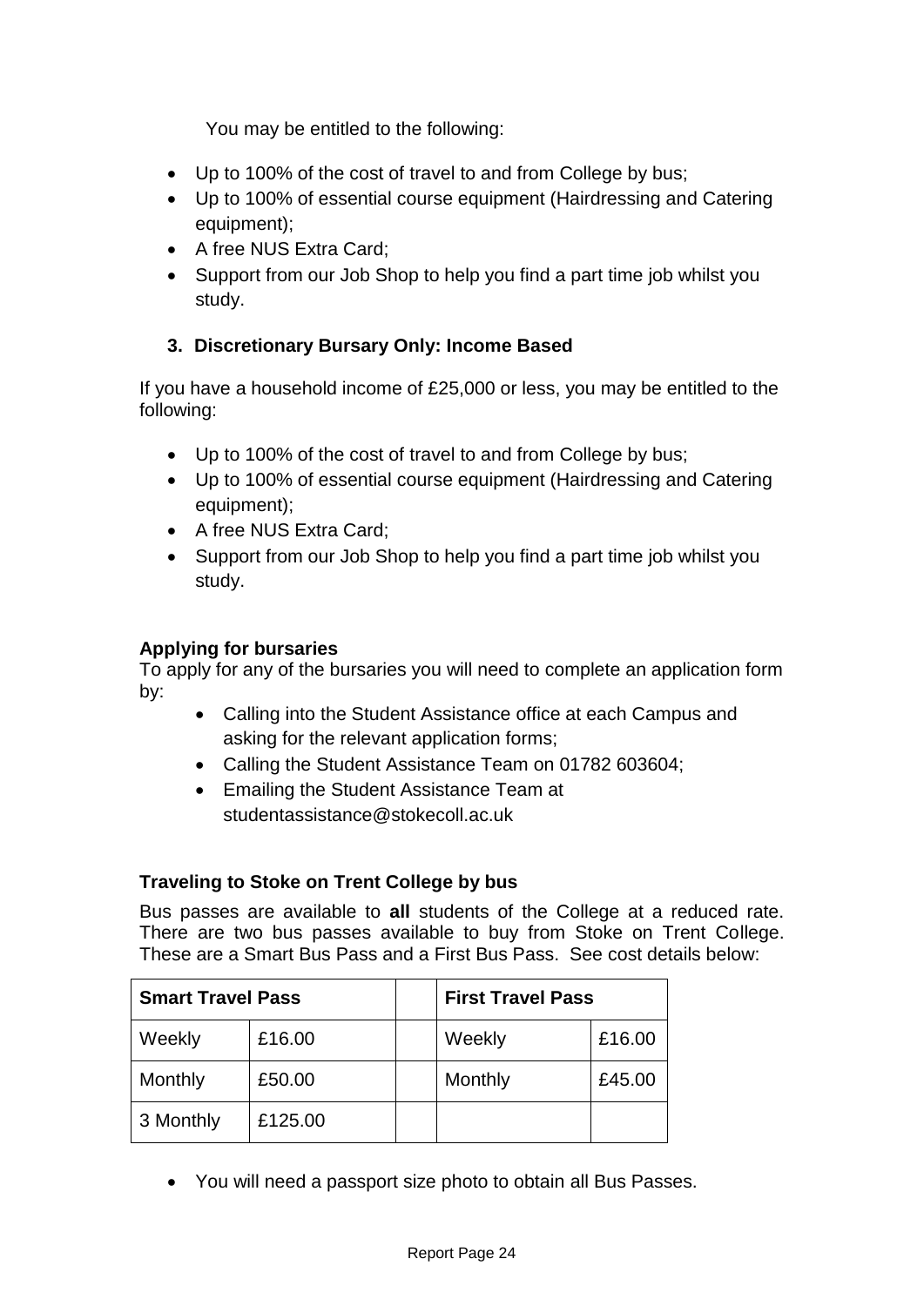You may be entitled to the following:

- Up to 100% of the cost of travel to and from College by bus;
- Up to 100% of essential course equipment (Hairdressing and Catering equipment);
- A free NUS Extra Card;
- Support from our Job Shop to help you find a part time job whilst you study.

### 3. Discretionary Bursary Only: Income Based

If you have a household income of £25,000 or less, you may be entitled to the following:

- Up to 100% of the cost of travel to and from College by bus;
- Up to 100% of essential course equipment (Hairdressing and Catering equipment);
- A free NUS Extra Card;
- Support from our Job Shop to help you find a part time job whilst you study.

**Applying for bursaries**

To apply for any of the bursaries you will need to complete an application form by:

- Calling into the Student Assistance office at each Campus and asking for the relevant application forms;
- Calling the Student Assistance Team on 01782 603604;
- Emailing the Student Assistance Team at studentassistance@stokecoll.ac.uk

**Traveling to Stoke on Trent College by bus**

Bus passes are available to **all** students of the College at a reduced rate. There are two bus passes available to buy from Stoke on Trent College. These are a Smart Bus Pass and a First Bus Pass. See cost details below:

| Smart Travel Pass | | | First Travel Pass | |
|---|---|---|---|---|
| Weekly | £16.00 | | Weekly | £16.00 |
| Monthly | £50.00 | | Monthly | £45.00 |
| 3 Monthly | £125.00 | | | |

- You will need a passport size photo to obtain all Bus Passes.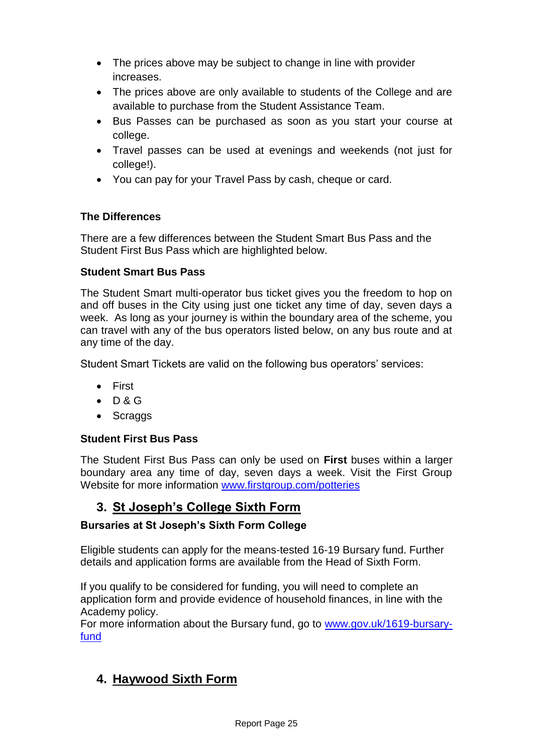- The prices above may be subject to change in line with provider increases.
- The prices above are only available to students of the College and are available to purchase from the Student Assistance Team.
- Bus Passes can be purchased as soon as you start your course at college.
- Travel passes can be used at evenings and weekends (not just for college!).
- You can pay for your Travel Pass by cash, cheque or card.

**The Differences**

There are a few differences between the Student Smart Bus Pass and the Student First Bus Pass which are highlighted below.

**Student Smart Bus Pass**

The Student Smart multi-operator bus ticket gives you the freedom to hop on and off buses in the City using just one ticket any time of day, seven days a week. As long as your journey is within the boundary area of the scheme, you can travel with any of the bus operators listed below, on any bus route and at any time of the day.

Student Smart Tickets are valid on the following bus operators' services:

- First
- D & G
- Scraggs

**Student First Bus Pass**

The Student First Bus Pass can only be used on **First** buses within a larger boundary area any time of day, seven days a week. Visit the First Group Website for more information www.firstgroup.com/potteries

## 3. St Joseph's College Sixth Form

**Bursaries at St Joseph's Sixth Form College**

Eligible students can apply for the means-tested 16-19 Bursary fund. Further details and application forms are available from the Head of Sixth Form.

If you qualify to be considered for funding, you will need to complete an application form and provide evidence of household finances, in line with the Academy policy.
For more information about the Bursary fund, go to www.gov.uk/1619-bursary-fund

## 4. Haywood Sixth Form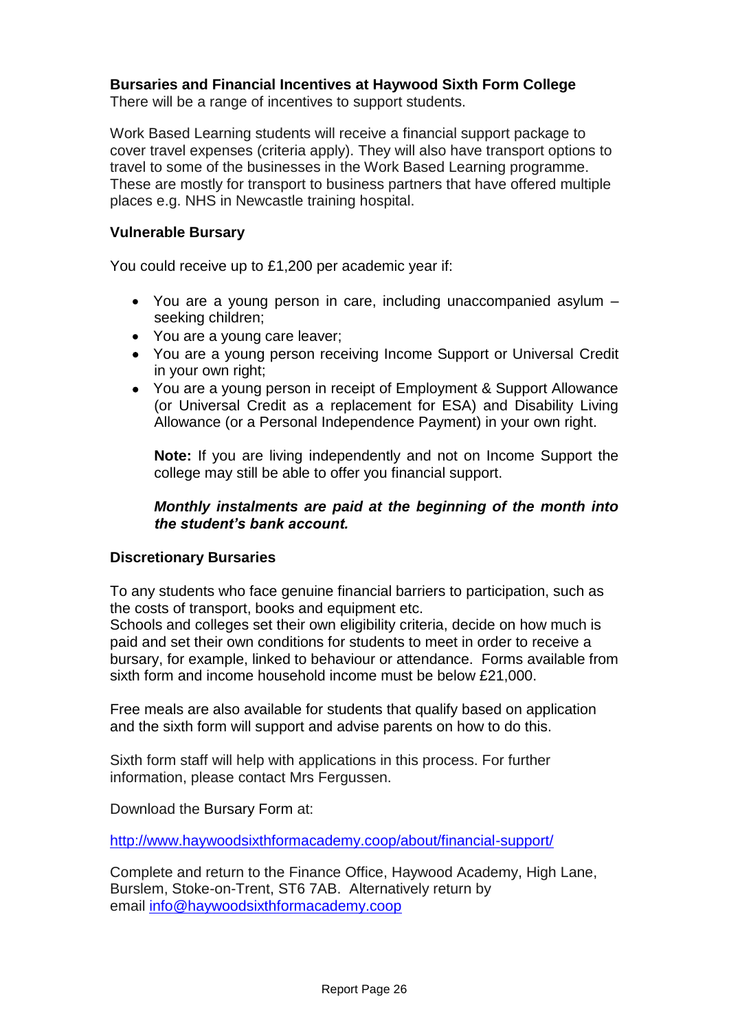**Bursaries and Financial Incentives at Haywood Sixth Form College**

There will be a range of incentives to support students.

Work Based Learning students will receive a financial support package to cover travel expenses (criteria apply). They will also have transport options to travel to some of the businesses in the Work Based Learning programme. These are mostly for transport to business partners that have offered multiple places e.g. NHS in Newcastle training hospital.

**Vulnerable Bursary**

You could receive up to £1,200 per academic year if:

- You are a young person in care, including unaccompanied asylum – seeking children;
- You are a young care leaver;
- You are a young person receiving Income Support or Universal Credit in your own right;
- You are a young person in receipt of Employment & Support Allowance (or Universal Credit as a replacement for ESA) and Disability Living Allowance (or a Personal Independence Payment) in your own right.

  **Note:** If you are living independently and not on Income Support the college may still be able to offer you financial support.

  ***Monthly instalments are paid at the beginning of the month into the student's bank account.***

**Discretionary Bursaries**

To any students who face genuine financial barriers to participation, such as the costs of transport, books and equipment etc.

Schools and colleges set their own eligibility criteria, decide on how much is paid and set their own conditions for students to meet in order to receive a bursary, for example, linked to behaviour or attendance. Forms available from sixth form and income household income must be below £21,000.

Free meals are also available for students that qualify based on application and the sixth form will support and advise parents on how to do this.

Sixth form staff will help with applications in this process. For further information, please contact Mrs Fergussen.

Download the Bursary Form at:

http://www.haywoodsixthformacademy.coop/about/financial-support/

Complete and return to the Finance Office, Haywood Academy, High Lane, Burslem, Stoke-on-Trent, ST6 7AB. Alternatively return by email info@haywoodsixthformacademy.coop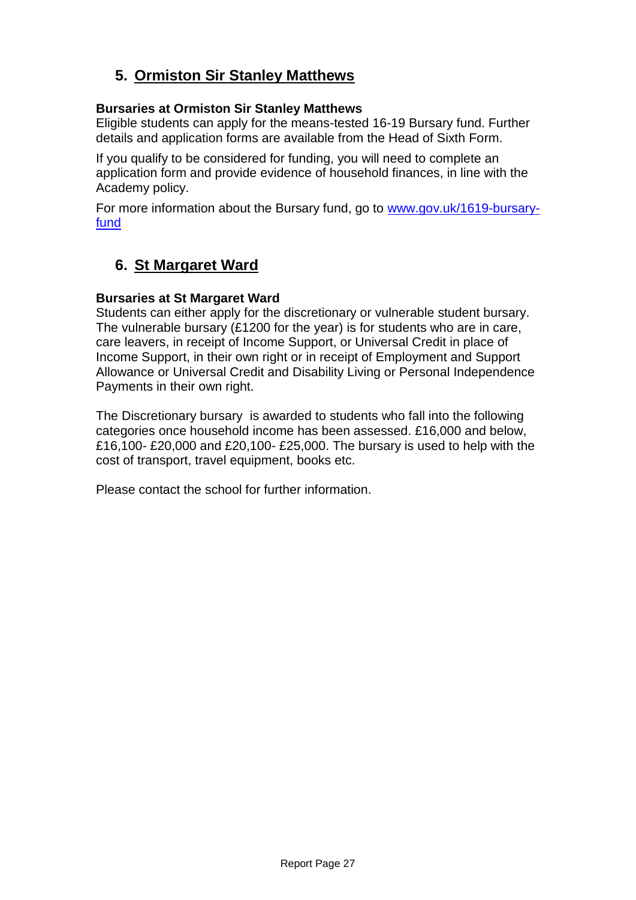## 5. Ormiston Sir Stanley Matthews

**Bursaries at Ormiston Sir Stanley Matthews**

Eligible students can apply for the means-tested 16-19 Bursary fund. Further details and application forms are available from the Head of Sixth Form.

If you qualify to be considered for funding, you will need to complete an application form and provide evidence of household finances, in line with the Academy policy.

For more information about the Bursary fund, go to [www.gov.uk/1619-bursary-fund](http://www.gov.uk/1619-bursary-fund)

## 6. St Margaret Ward

**Bursaries at St Margaret Ward**

Students can either apply for the discretionary or vulnerable student bursary. The vulnerable bursary (£1200 for the year) is for students who are in care, care leavers, in receipt of Income Support, or Universal Credit in place of Income Support, in their own right or in receipt of Employment and Support Allowance or Universal Credit and Disability Living or Personal Independence Payments in their own right.

The Discretionary bursary is awarded to students who fall into the following categories once household income has been assessed. £16,000 and below, £16,100- £20,000 and £20,100- £25,000. The bursary is used to help with the cost of transport, travel equipment, books etc.

Please contact the school for further information.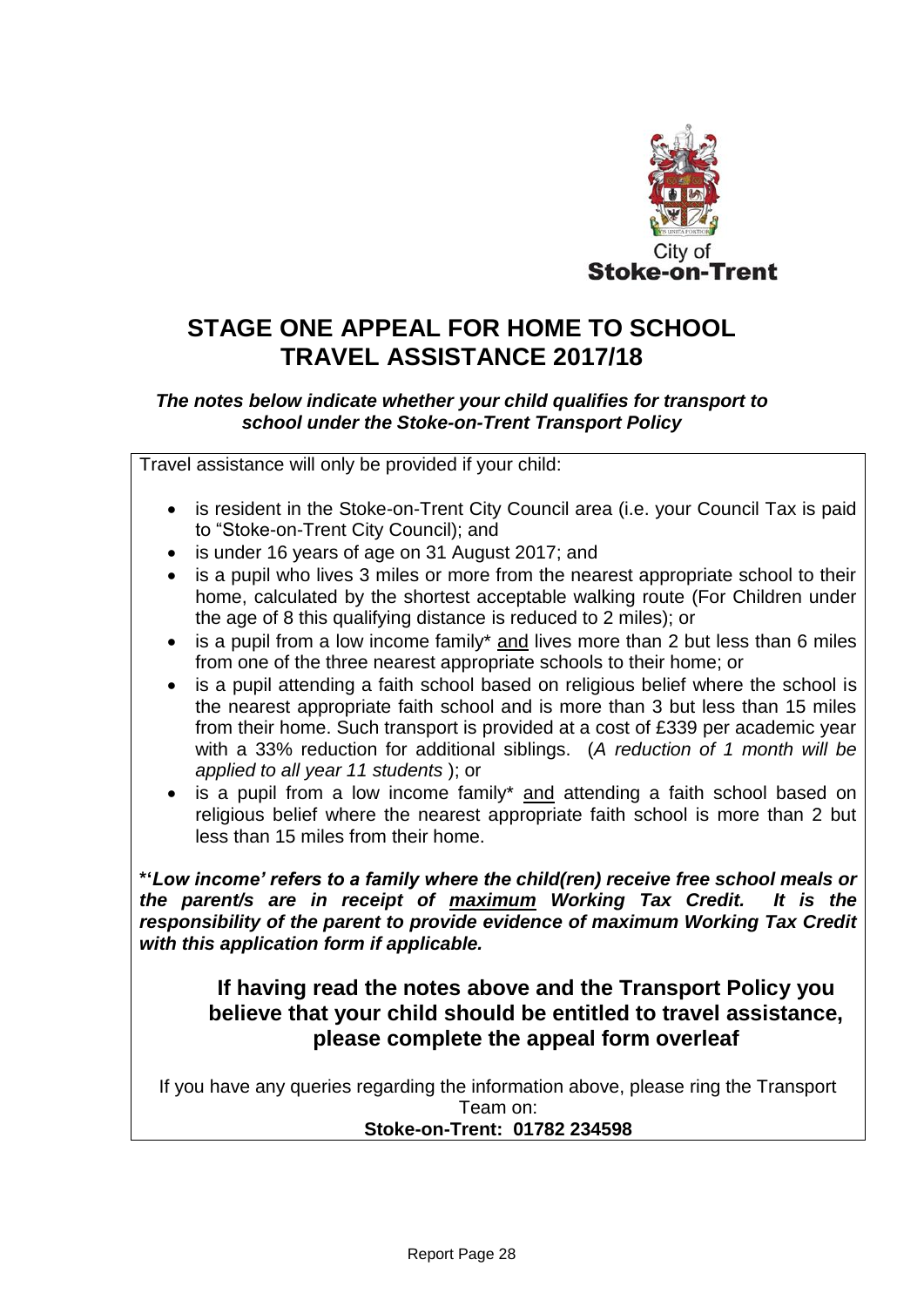City of
**Stoke-on-Trent**

# STAGE ONE APPEAL FOR HOME TO SCHOOL TRAVEL ASSISTANCE 2017/18

***The notes below indicate whether your child qualifies for transport to school under the Stoke-on-Trent Transport Policy***

Travel assistance will only be provided if your child:

- is resident in the Stoke-on-Trent City Council area (i.e. your Council Tax is paid to "Stoke-on-Trent City Council); and
- is under 16 years of age on 31 August 2017; and
- is a pupil who lives 3 miles or more from the nearest appropriate school to their home, calculated by the shortest acceptable walking route (For Children under the age of 8 this qualifying distance is reduced to 2 miles); or
- is a pupil from a low income family* and lives more than 2 but less than 6 miles from one of the three nearest appropriate schools to their home; or
- is a pupil attending a faith school based on religious belief where the school is the nearest appropriate faith school and is more than 3 but less than 15 miles from their home. Such transport is provided at a cost of £339 per academic year with a 33% reduction for additional siblings. (*A reduction of 1 month will be applied to all year 11 students* ); or
- is a pupil from a low income family* and attending a faith school based on religious belief where the nearest appropriate faith school is more than 2 but less than 15 miles from their home.

***'Low income' refers to a family where the child(ren) receive free school meals or the parent/s are in receipt of maximum Working Tax Credit. It is the responsibility of the parent to provide evidence of maximum Working Tax Credit with this application form if applicable.***

## If having read the notes above and the Transport Policy you believe that your child should be entitled to travel assistance, please complete the appeal form overleaf

If you have any queries regarding the information above, please ring the Transport Team on:
**Stoke-on-Trent: 01782 234598**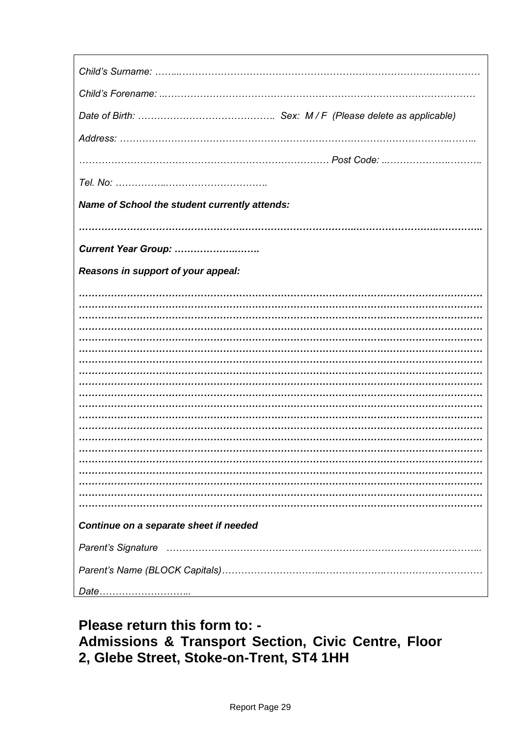*Child's Surname: ……..………………………………………………………………………………*

*Child's Forename: ..……………………………………………………………………………*

*Date of Birth: …………………………………….  Sex:  M / F  (Please delete as applicable)*

*Address: ……………………………………………………………………………………..……..*

*……..……………………………………………………………… Post Code: ..……………….……….*

*Tel. No: ……………..…………………………..*

***Name of School the student currently attends:***

***…………………………………………………………………………………………………..***

***Current Year Group: ……………….…….***

***Reasons in support of your appeal:***

***……………………………………………………………………………………………………….***
***……………………………………………………………………………………………………….***
***……………………………………………………………………………………………………….***
***……………………………………………………………………………………………………….***
***……………………………………………………………………………………………………….***
***……………………………………………………………………………………………………….***
***……………………………………………………………………………………………………….***
***……………………………………………………………………………………………………….***
***……………………………………………………………………………………………………….***
***……………………………………………………………………………………………………….***
***……………………………………………………………………………………………………….***
***……………………………………………………………………………………………………….***
***……………………………………………………………………………………………………….***
***……………………………………………………………………………………………………….***
***……………………………………………………………………………………………………….***
***……………………………………………………………………………………………………….***
***……………………………………………………………………………………………………….***
***……………………………………………………………………………………………………….***
***……………………………………………………………………………………………………….***
***……………………………………………………………………………………………………….***

***Continue on a separate sheet if needed***

*Parent's Signature  ……………………………………………………………………………..……..*

*Parent's Name (BLOCK Capitals)…………………………...………………..…………………………*

*Date………………………..*

## Please return this form to: -
## Admissions & Transport Section, Civic Centre, Floor 2, Glebe Street, Stoke-on-Trent, ST4 1HH